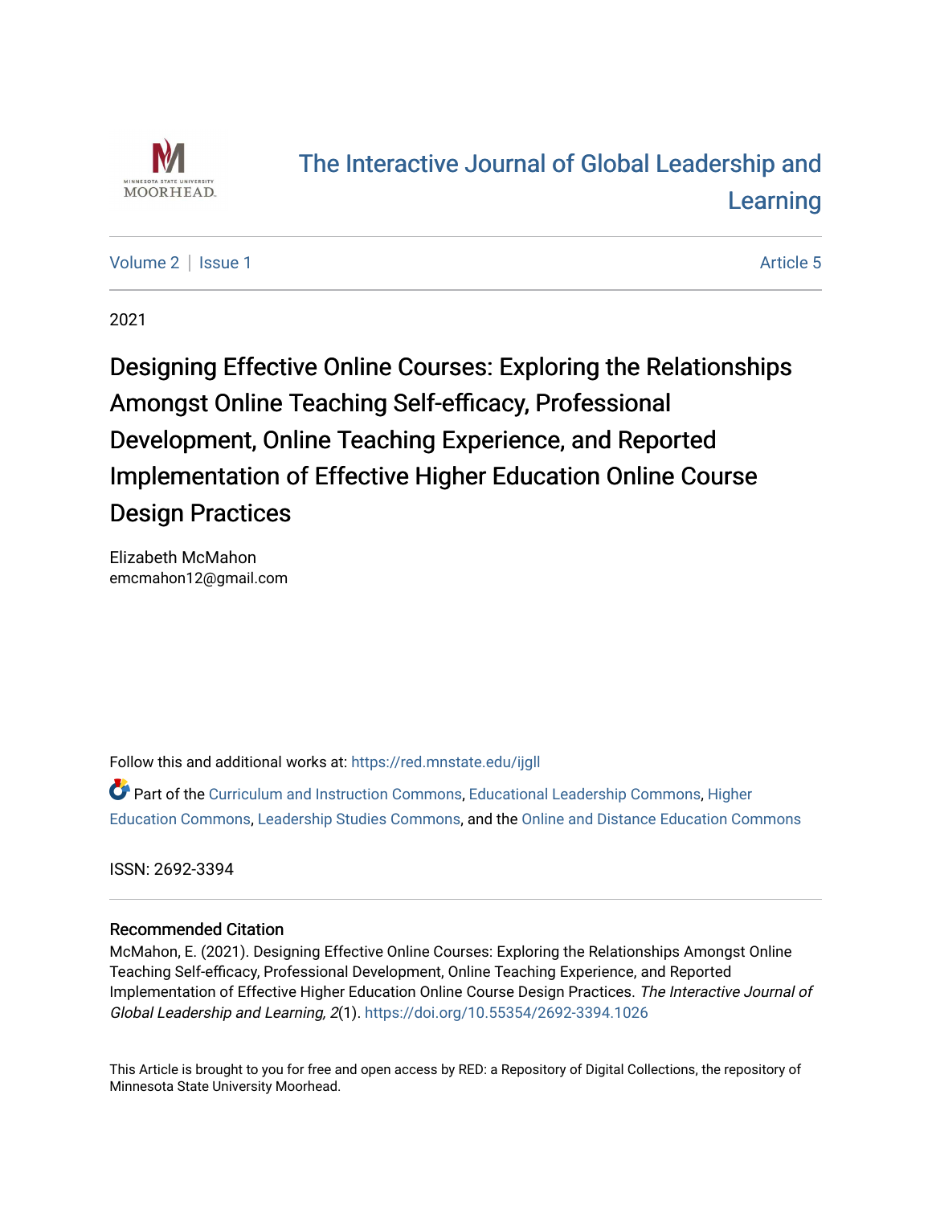The Interactive Journal of Global Leadership and Learning

Volume 2 | Issue 1 Article 5

2021

# Designing Effective Online Courses: Exploring the Relationships Amongst Online Teaching Self-efficacy, Professional Development, Online Teaching Experience, and Reported Implementation of Effective Higher Education Online Course Design Practices

Elizabeth McMahon
emcmahon12@gmail.com

Follow this and additional works at: https://red.mnstate.edu/ijgll

Part of the Curriculum and Instruction Commons, Educational Leadership Commons, Higher Education Commons, Leadership Studies Commons, and the Online and Distance Education Commons

ISSN: 2692-3394

## Recommended Citation

McMahon, E. (2021). Designing Effective Online Courses: Exploring the Relationships Amongst Online Teaching Self-efficacy, Professional Development, Online Teaching Experience, and Reported Implementation of Effective Higher Education Online Course Design Practices. *The Interactive Journal of Global Leadership and Learning, 2*(1). https://doi.org/10.55354/2692-3394.1026

This Article is brought to you for free and open access by RED: a Repository of Digital Collections, the repository of Minnesota State University Moorhead.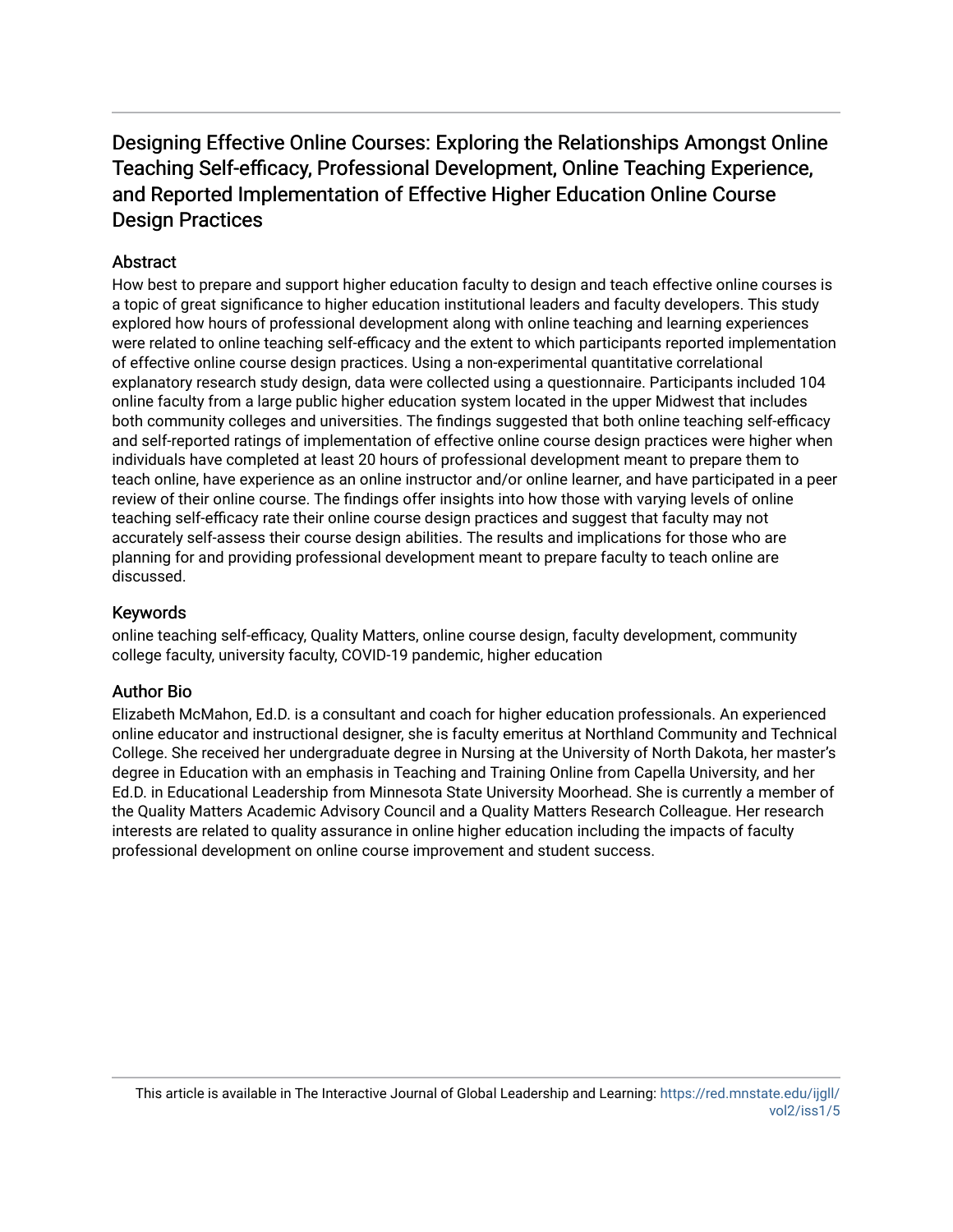# Designing Effective Online Courses: Exploring the Relationships Amongst Online Teaching Self-efficacy, Professional Development, Online Teaching Experience, and Reported Implementation of Effective Higher Education Online Course Design Practices

## Abstract

How best to prepare and support higher education faculty to design and teach effective online courses is a topic of great significance to higher education institutional leaders and faculty developers. This study explored how hours of professional development along with online teaching and learning experiences were related to online teaching self-efficacy and the extent to which participants reported implementation of effective online course design practices. Using a non-experimental quantitative correlational explanatory research study design, data were collected using a questionnaire. Participants included 104 online faculty from a large public higher education system located in the upper Midwest that includes both community colleges and universities. The findings suggested that both online teaching self-efficacy and self-reported ratings of implementation of effective online course design practices were higher when individuals have completed at least 20 hours of professional development meant to prepare them to teach online, have experience as an online instructor and/or online learner, and have participated in a peer review of their online course. The findings offer insights into how those with varying levels of online teaching self-efficacy rate their online course design practices and suggest that faculty may not accurately self-assess their course design abilities. The results and implications for those who are planning for and providing professional development meant to prepare faculty to teach online are discussed.

## Keywords

online teaching self-efficacy, Quality Matters, online course design, faculty development, community college faculty, university faculty, COVID-19 pandemic, higher education

## Author Bio

Elizabeth McMahon, Ed.D. is a consultant and coach for higher education professionals. An experienced online educator and instructional designer, she is faculty emeritus at Northland Community and Technical College. She received her undergraduate degree in Nursing at the University of North Dakota, her master's degree in Education with an emphasis in Teaching and Training Online from Capella University, and her Ed.D. in Educational Leadership from Minnesota State University Moorhead. She is currently a member of the Quality Matters Academic Advisory Council and a Quality Matters Research Colleague. Her research interests are related to quality assurance in online higher education including the impacts of faculty professional development on online course improvement and student success.

This article is available in The Interactive Journal of Global Leadership and Learning: https://red.mnstate.edu/ijgll/vol2/iss1/5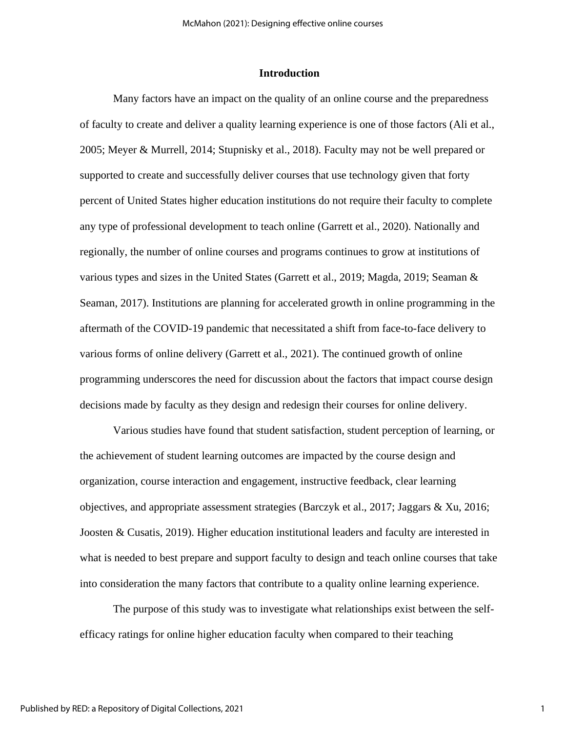## Introduction

Many factors have an impact on the quality of an online course and the preparedness of faculty to create and deliver a quality learning experience is one of those factors (Ali et al., 2005; Meyer & Murrell, 2014; Stupnisky et al., 2018). Faculty may not be well prepared or supported to create and successfully deliver courses that use technology given that forty percent of United States higher education institutions do not require their faculty to complete any type of professional development to teach online (Garrett et al., 2020). Nationally and regionally, the number of online courses and programs continues to grow at institutions of various types and sizes in the United States (Garrett et al., 2019; Magda, 2019; Seaman & Seaman, 2017). Institutions are planning for accelerated growth in online programming in the aftermath of the COVID-19 pandemic that necessitated a shift from face-to-face delivery to various forms of online delivery (Garrett et al., 2021). The continued growth of online programming underscores the need for discussion about the factors that impact course design decisions made by faculty as they design and redesign their courses for online delivery.

Various studies have found that student satisfaction, student perception of learning, or the achievement of student learning outcomes are impacted by the course design and organization, course interaction and engagement, instructive feedback, clear learning objectives, and appropriate assessment strategies (Barczyk et al., 2017; Jaggars & Xu, 2016; Joosten & Cusatis, 2019). Higher education institutional leaders and faculty are interested in what is needed to best prepare and support faculty to design and teach online courses that take into consideration the many factors that contribute to a quality online learning experience.

The purpose of this study was to investigate what relationships exist between the self-efficacy ratings for online higher education faculty when compared to their teaching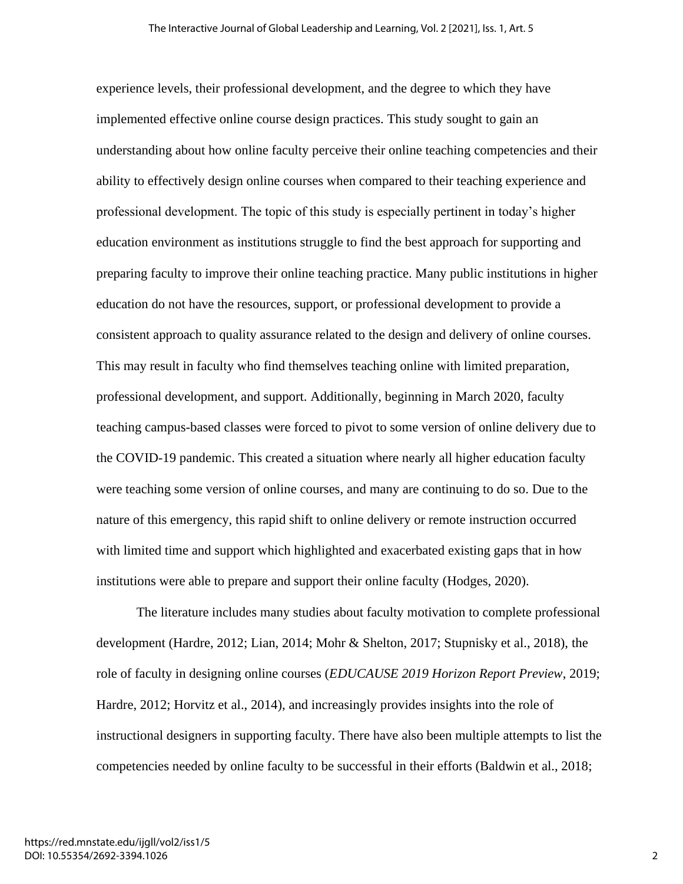experience levels, their professional development, and the degree to which they have implemented effective online course design practices. This study sought to gain an understanding about how online faculty perceive their online teaching competencies and their ability to effectively design online courses when compared to their teaching experience and professional development. The topic of this study is especially pertinent in today's higher education environment as institutions struggle to find the best approach for supporting and preparing faculty to improve their online teaching practice. Many public institutions in higher education do not have the resources, support, or professional development to provide a consistent approach to quality assurance related to the design and delivery of online courses. This may result in faculty who find themselves teaching online with limited preparation, professional development, and support. Additionally, beginning in March 2020, faculty teaching campus-based classes were forced to pivot to some version of online delivery due to the COVID-19 pandemic. This created a situation where nearly all higher education faculty were teaching some version of online courses, and many are continuing to do so. Due to the nature of this emergency, this rapid shift to online delivery or remote instruction occurred with limited time and support which highlighted and exacerbated existing gaps that in how institutions were able to prepare and support their online faculty (Hodges, 2020).

The literature includes many studies about faculty motivation to complete professional development (Hardre, 2012; Lian, 2014; Mohr & Shelton, 2017; Stupnisky et al., 2018), the role of faculty in designing online courses (*EDUCAUSE 2019 Horizon Report Preview*, 2019; Hardre, 2012; Horvitz et al., 2014), and increasingly provides insights into the role of instructional designers in supporting faculty. There have also been multiple attempts to list the competencies needed by online faculty to be successful in their efforts (Baldwin et al., 2018;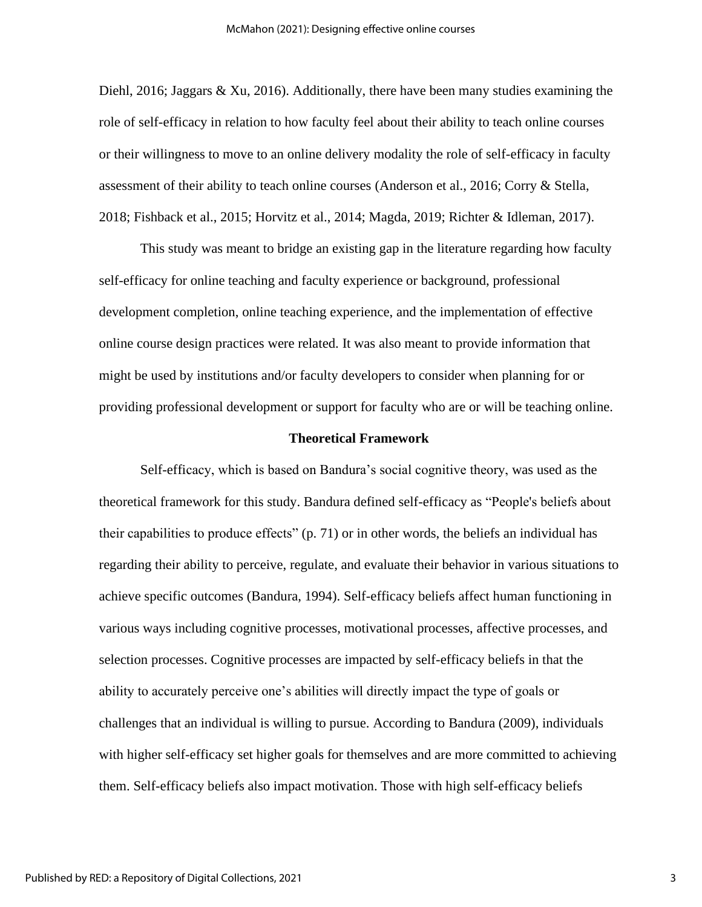Diehl, 2016; Jaggars & Xu, 2016). Additionally, there have been many studies examining the role of self-efficacy in relation to how faculty feel about their ability to teach online courses or their willingness to move to an online delivery modality the role of self-efficacy in faculty assessment of their ability to teach online courses (Anderson et al., 2016; Corry & Stella, 2018; Fishback et al., 2015; Horvitz et al., 2014; Magda, 2019; Richter & Idleman, 2017).

This study was meant to bridge an existing gap in the literature regarding how faculty self-efficacy for online teaching and faculty experience or background, professional development completion, online teaching experience, and the implementation of effective online course design practices were related. It was also meant to provide information that might be used by institutions and/or faculty developers to consider when planning for or providing professional development or support for faculty who are or will be teaching online.

## Theoretical Framework

Self-efficacy, which is based on Bandura's social cognitive theory, was used as the theoretical framework for this study. Bandura defined self-efficacy as "People's beliefs about their capabilities to produce effects" (p. 71) or in other words, the beliefs an individual has regarding their ability to perceive, regulate, and evaluate their behavior in various situations to achieve specific outcomes (Bandura, 1994). Self-efficacy beliefs affect human functioning in various ways including cognitive processes, motivational processes, affective processes, and selection processes. Cognitive processes are impacted by self-efficacy beliefs in that the ability to accurately perceive one's abilities will directly impact the type of goals or challenges that an individual is willing to pursue. According to Bandura (2009), individuals with higher self-efficacy set higher goals for themselves and are more committed to achieving them. Self-efficacy beliefs also impact motivation. Those with high self-efficacy beliefs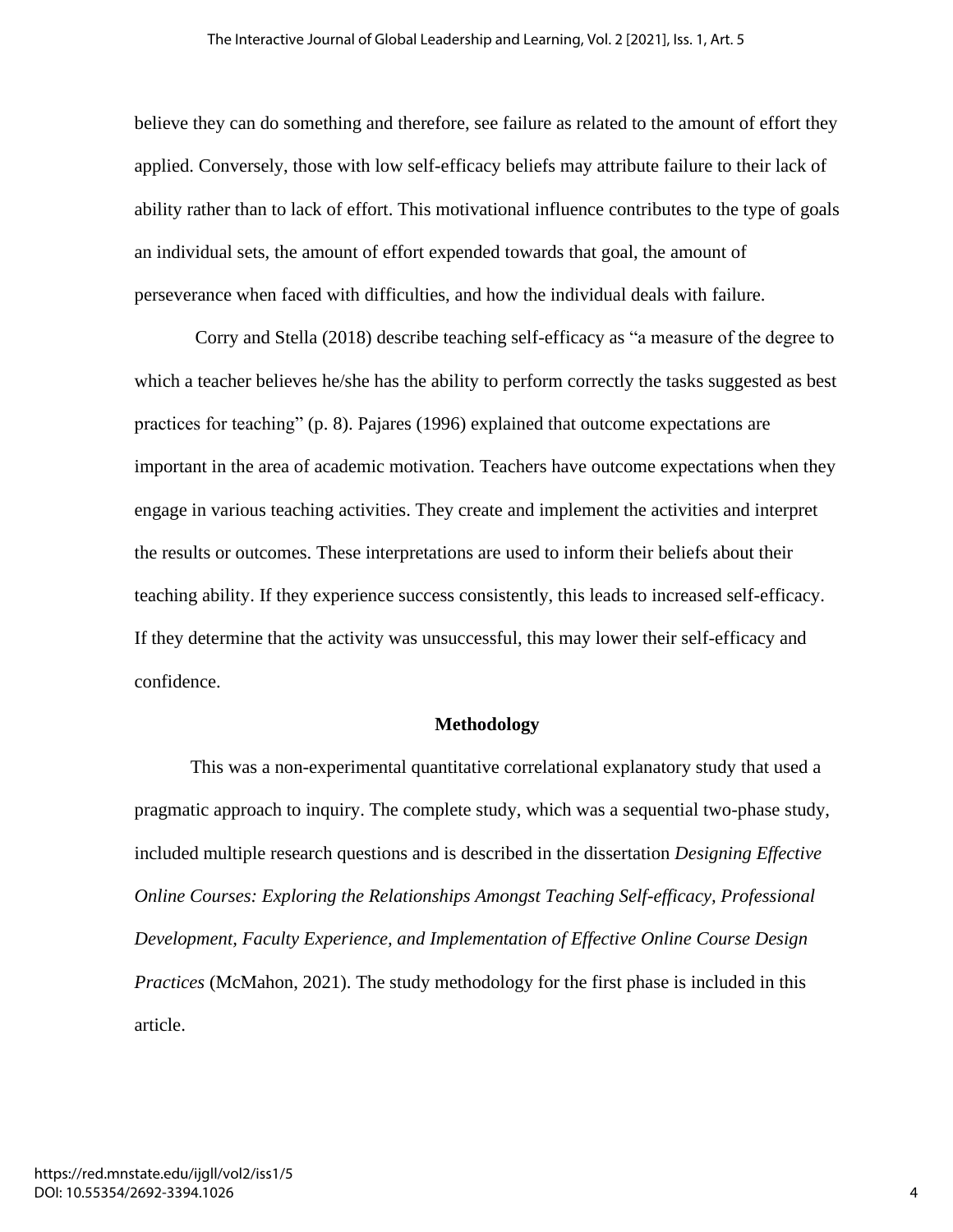believe they can do something and therefore, see failure as related to the amount of effort they applied. Conversely, those with low self-efficacy beliefs may attribute failure to their lack of ability rather than to lack of effort. This motivational influence contributes to the type of goals an individual sets, the amount of effort expended towards that goal, the amount of perseverance when faced with difficulties, and how the individual deals with failure.

Corry and Stella (2018) describe teaching self-efficacy as "a measure of the degree to which a teacher believes he/she has the ability to perform correctly the tasks suggested as best practices for teaching" (p. 8). Pajares (1996) explained that outcome expectations are important in the area of academic motivation. Teachers have outcome expectations when they engage in various teaching activities. They create and implement the activities and interpret the results or outcomes. These interpretations are used to inform their beliefs about their teaching ability. If they experience success consistently, this leads to increased self-efficacy. If they determine that the activity was unsuccessful, this may lower their self-efficacy and confidence.

## Methodology

This was a non-experimental quantitative correlational explanatory study that used a pragmatic approach to inquiry. The complete study, which was a sequential two-phase study, included multiple research questions and is described in the dissertation *Designing Effective Online Courses: Exploring the Relationships Amongst Teaching Self-efficacy, Professional Development, Faculty Experience, and Implementation of Effective Online Course Design Practices* (McMahon, 2021). The study methodology for the first phase is included in this article.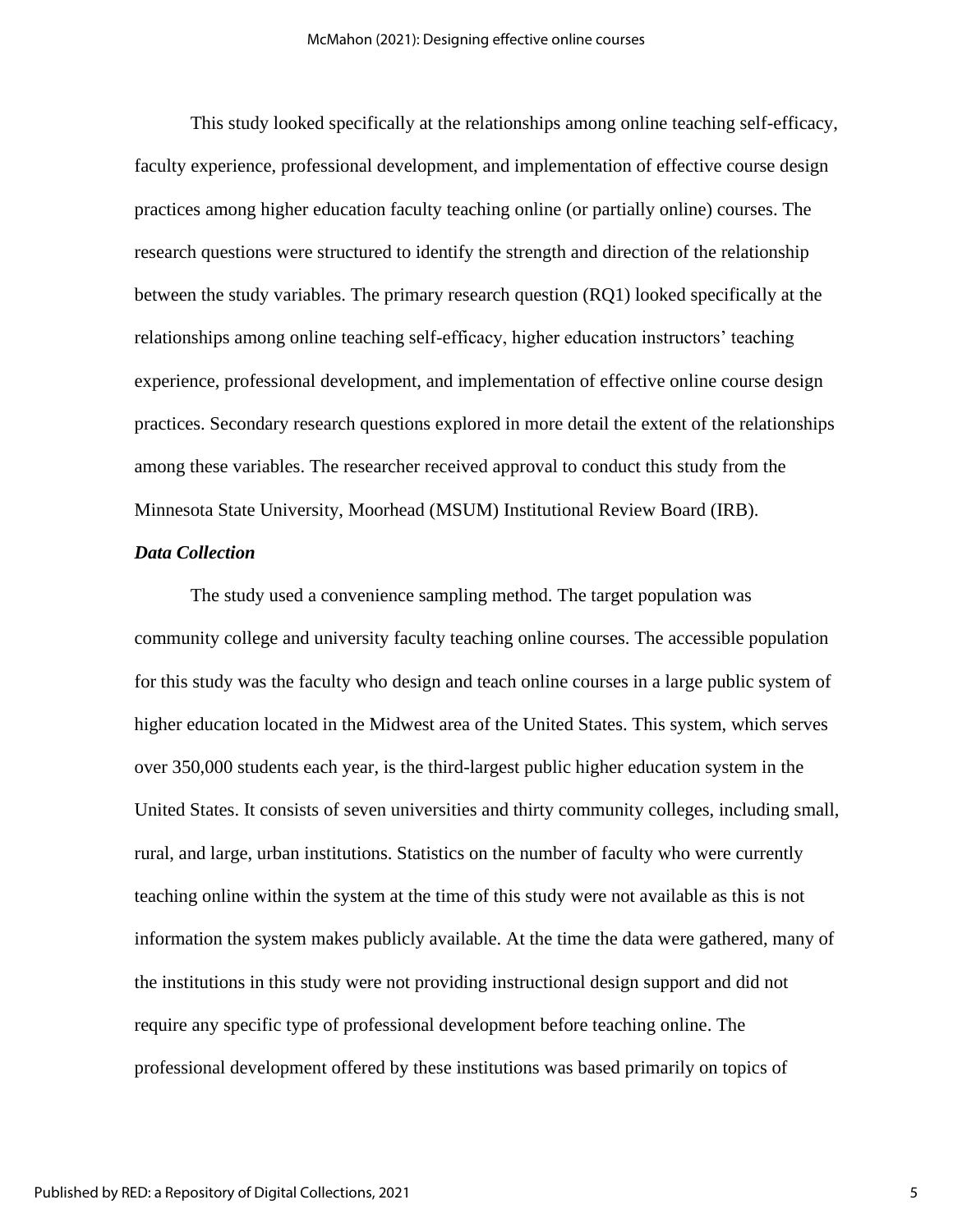This study looked specifically at the relationships among online teaching self-efficacy, faculty experience, professional development, and implementation of effective course design practices among higher education faculty teaching online (or partially online) courses. The research questions were structured to identify the strength and direction of the relationship between the study variables. The primary research question (RQ1) looked specifically at the relationships among online teaching self-efficacy, higher education instructors' teaching experience, professional development, and implementation of effective online course design practices. Secondary research questions explored in more detail the extent of the relationships among these variables. The researcher received approval to conduct this study from the Minnesota State University, Moorhead (MSUM) Institutional Review Board (IRB).

### *Data Collection*

The study used a convenience sampling method. The target population was community college and university faculty teaching online courses. The accessible population for this study was the faculty who design and teach online courses in a large public system of higher education located in the Midwest area of the United States. This system, which serves over 350,000 students each year, is the third-largest public higher education system in the United States. It consists of seven universities and thirty community colleges, including small, rural, and large, urban institutions. Statistics on the number of faculty who were currently teaching online within the system at the time of this study were not available as this is not information the system makes publicly available. At the time the data were gathered, many of the institutions in this study were not providing instructional design support and did not require any specific type of professional development before teaching online. The professional development offered by these institutions was based primarily on topics of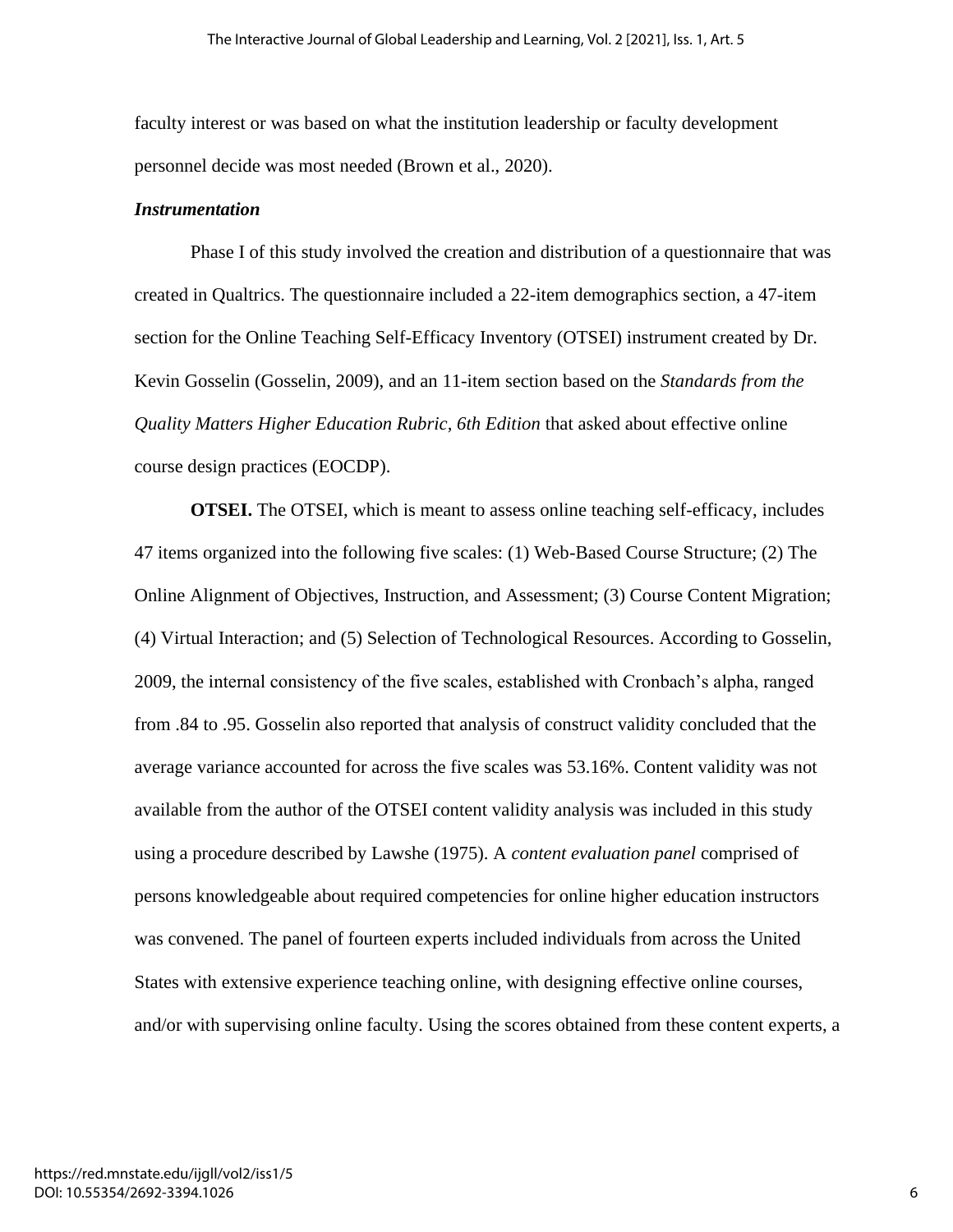faculty interest or was based on what the institution leadership or faculty development personnel decide was most needed (Brown et al., 2020).

### *Instrumentation*

Phase I of this study involved the creation and distribution of a questionnaire that was created in Qualtrics. The questionnaire included a 22-item demographics section, a 47-item section for the Online Teaching Self-Efficacy Inventory (OTSEI) instrument created by Dr. Kevin Gosselin (Gosselin, 2009), and an 11-item section based on the *Standards from the Quality Matters Higher Education Rubric, 6th Edition* that asked about effective online course design practices (EOCDP).

**OTSEI.** The OTSEI, which is meant to assess online teaching self-efficacy, includes 47 items organized into the following five scales: (1) Web-Based Course Structure; (2) The Online Alignment of Objectives, Instruction, and Assessment; (3) Course Content Migration; (4) Virtual Interaction; and (5) Selection of Technological Resources. According to Gosselin, 2009, the internal consistency of the five scales, established with Cronbach's alpha, ranged from .84 to .95. Gosselin also reported that analysis of construct validity concluded that the average variance accounted for across the five scales was 53.16%. Content validity was not available from the author of the OTSEI content validity analysis was included in this study using a procedure described by Lawshe (1975). A *content evaluation panel* comprised of persons knowledgeable about required competencies for online higher education instructors was convened. The panel of fourteen experts included individuals from across the United States with extensive experience teaching online, with designing effective online courses, and/or with supervising online faculty. Using the scores obtained from these content experts, a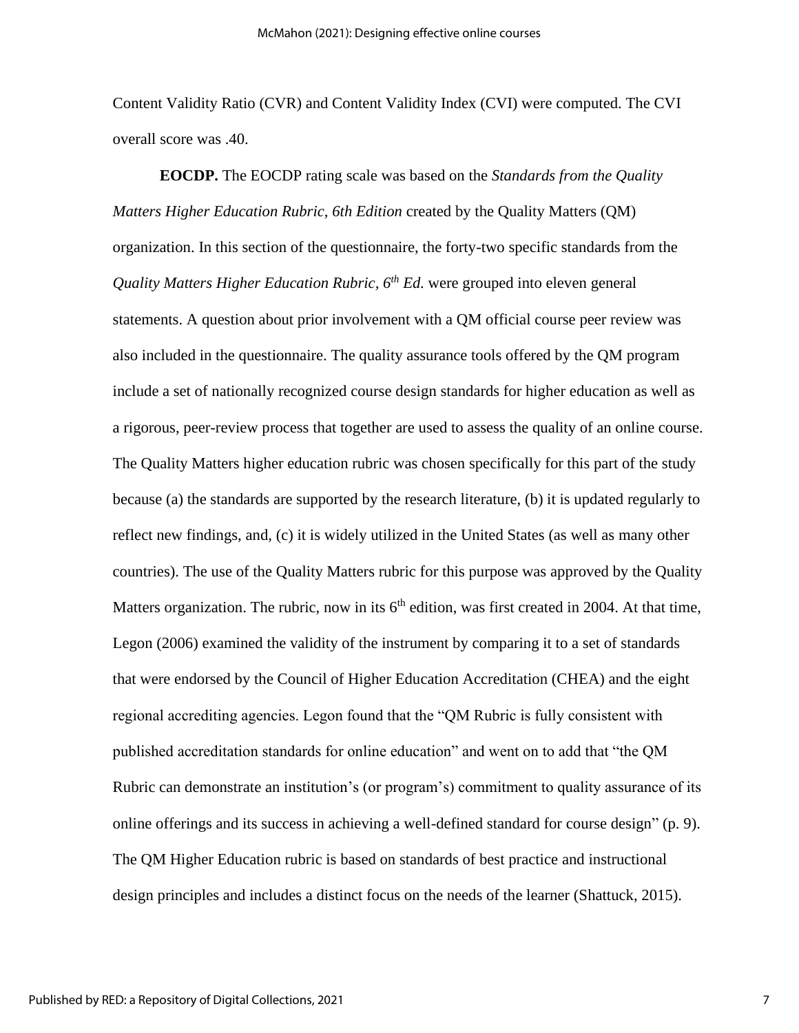Content Validity Ratio (CVR) and Content Validity Index (CVI) were computed. The CVI overall score was .40.

**EOCDP.** The EOCDP rating scale was based on the *Standards from the Quality Matters Higher Education Rubric, 6th Edition* created by the Quality Matters (QM) organization. In this section of the questionnaire, the forty-two specific standards from the *Quality Matters Higher Education Rubric, 6th Ed.* were grouped into eleven general statements. A question about prior involvement with a QM official course peer review was also included in the questionnaire. The quality assurance tools offered by the QM program include a set of nationally recognized course design standards for higher education as well as a rigorous, peer-review process that together are used to assess the quality of an online course. The Quality Matters higher education rubric was chosen specifically for this part of the study because (a) the standards are supported by the research literature, (b) it is updated regularly to reflect new findings, and, (c) it is widely utilized in the United States (as well as many other countries). The use of the Quality Matters rubric for this purpose was approved by the Quality Matters organization. The rubric, now in its 6th edition, was first created in 2004. At that time, Legon (2006) examined the validity of the instrument by comparing it to a set of standards that were endorsed by the Council of Higher Education Accreditation (CHEA) and the eight regional accrediting agencies. Legon found that the "QM Rubric is fully consistent with published accreditation standards for online education" and went on to add that "the QM Rubric can demonstrate an institution's (or program's) commitment to quality assurance of its online offerings and its success in achieving a well-defined standard for course design" (p. 9). The QM Higher Education rubric is based on standards of best practice and instructional design principles and includes a distinct focus on the needs of the learner (Shattuck, 2015).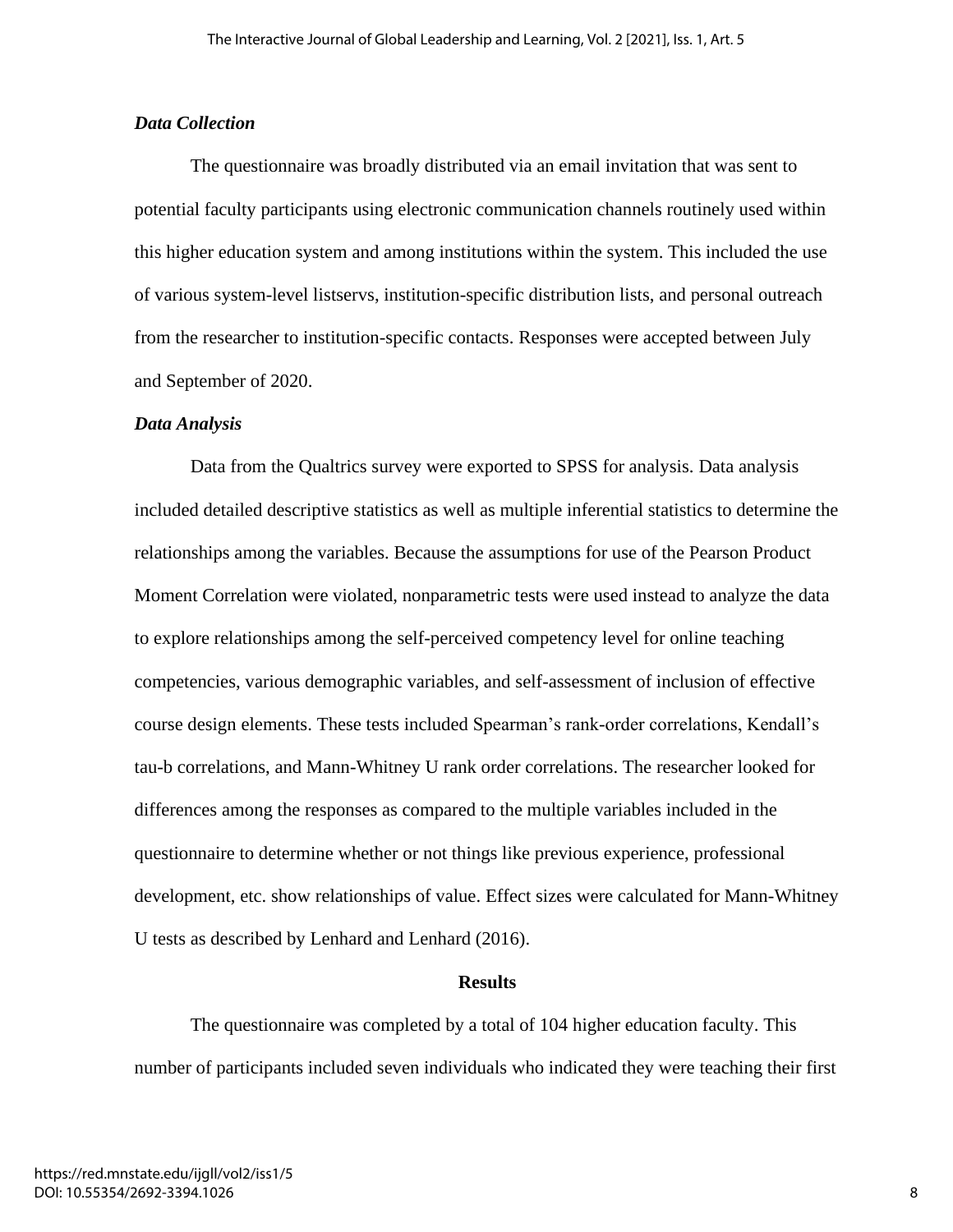### *Data Collection*

The questionnaire was broadly distributed via an email invitation that was sent to potential faculty participants using electronic communication channels routinely used within this higher education system and among institutions within the system. This included the use of various system-level listservs, institution-specific distribution lists, and personal outreach from the researcher to institution-specific contacts. Responses were accepted between July and September of 2020.

### *Data Analysis*

Data from the Qualtrics survey were exported to SPSS for analysis. Data analysis included detailed descriptive statistics as well as multiple inferential statistics to determine the relationships among the variables. Because the assumptions for use of the Pearson Product Moment Correlation were violated, nonparametric tests were used instead to analyze the data to explore relationships among the self-perceived competency level for online teaching competencies, various demographic variables, and self-assessment of inclusion of effective course design elements. These tests included Spearman's rank-order correlations, Kendall's tau-b correlations, and Mann-Whitney U rank order correlations. The researcher looked for differences among the responses as compared to the multiple variables included in the questionnaire to determine whether or not things like previous experience, professional development, etc. show relationships of value. Effect sizes were calculated for Mann-Whitney U tests as described by Lenhard and Lenhard (2016).

## Results

The questionnaire was completed by a total of 104 higher education faculty. This number of participants included seven individuals who indicated they were teaching their first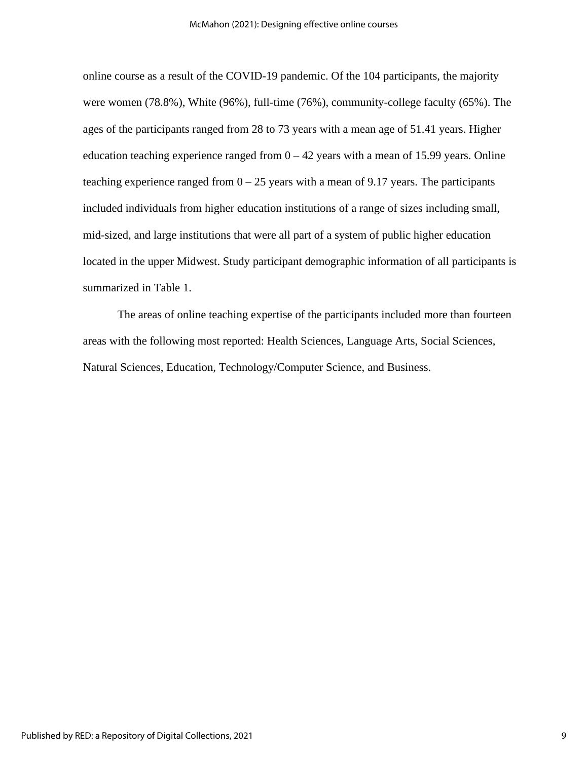online course as a result of the COVID-19 pandemic. Of the 104 participants, the majority were women (78.8%), White (96%), full-time (76%), community-college faculty (65%). The ages of the participants ranged from 28 to 73 years with a mean age of 51.41 years. Higher education teaching experience ranged from 0 – 42 years with a mean of 15.99 years. Online teaching experience ranged from 0 – 25 years with a mean of 9.17 years. The participants included individuals from higher education institutions of a range of sizes including small, mid-sized, and large institutions that were all part of a system of public higher education located in the upper Midwest. Study participant demographic information of all participants is summarized in Table 1.

The areas of online teaching expertise of the participants included more than fourteen areas with the following most reported: Health Sciences, Language Arts, Social Sciences, Natural Sciences, Education, Technology/Computer Science, and Business.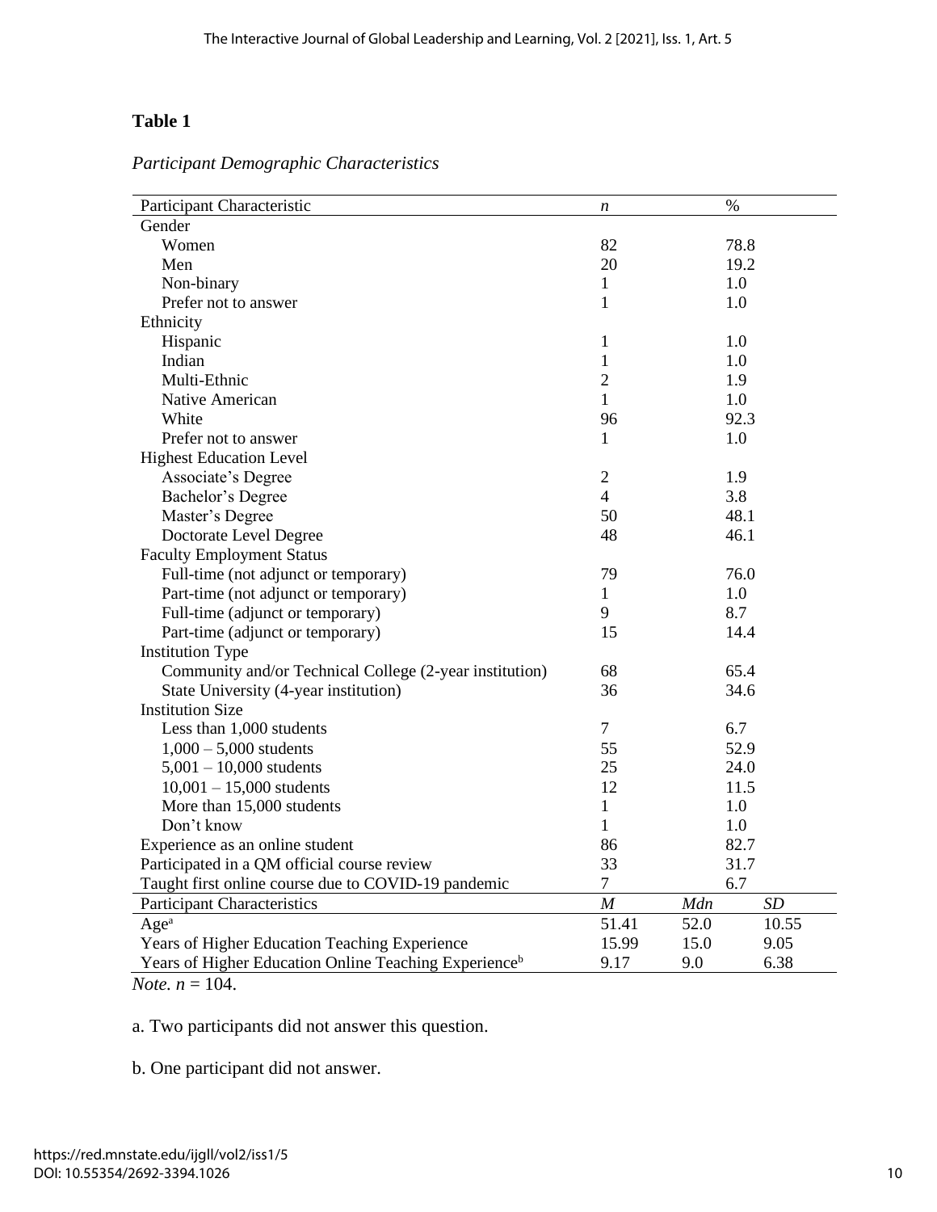**Table 1**

*Participant Demographic Characteristics*

| Participant Characteristic | *n* | % | |
|---|---|---|---|
| Gender | | | |
| Women | 82 | 78.8 | |
| Men | 20 | 19.2 | |
| Non-binary | 1 | 1.0 | |
| Prefer not to answer | 1 | 1.0 | |
| Ethnicity | | | |
| Hispanic | 1 | 1.0 | |
| Indian | 1 | 1.0 | |
| Multi-Ethnic | 2 | 1.9 | |
| Native American | 1 | 1.0 | |
| White | 96 | 92.3 | |
| Prefer not to answer | 1 | 1.0 | |
| Highest Education Level | | | |
| Associate's Degree | 2 | 1.9 | |
| Bachelor's Degree | 4 | 3.8 | |
| Master's Degree | 50 | 48.1 | |
| Doctorate Level Degree | 48 | 46.1 | |
| Faculty Employment Status | | | |
| Full-time (not adjunct or temporary) | 79 | 76.0 | |
| Part-time (not adjunct or temporary) | 1 | 1.0 | |
| Full-time (adjunct or temporary) | 9 | 8.7 | |
| Part-time (adjunct or temporary) | 15 | 14.4 | |
| Institution Type | | | |
| Community and/or Technical College (2-year institution) | 68 | 65.4 | |
| State University (4-year institution) | 36 | 34.6 | |
| Institution Size | | | |
| Less than 1,000 students | 7 | 6.7 | |
| 1,000 – 5,000 students | 55 | 52.9 | |
| 5,001 – 10,000 students | 25 | 24.0 | |
| 10,001 – 15,000 students | 12 | 11.5 | |
| More than 15,000 students | 1 | 1.0 | |
| Don't know | 1 | 1.0 | |
| Experience as an online student | 86 | 82.7 | |
| Participated in a QM official course review | 33 | 31.7 | |
| Taught first online course due to COVID-19 pandemic | 7 | 6.7 | |
| **Participant Characteristics** | ***M*** | ***Mdn*** | ***SD*** |
| Age[a] | 51.41 | 52.0 | 10.55 |
| Years of Higher Education Teaching Experience | 15.99 | 15.0 | 9.05 |
| Years of Higher Education Online Teaching Experience[b] | 9.17 | 9.0 | 6.38 |

*Note. n* = 104.

a. Two participants did not answer this question.

b. One participant did not answer.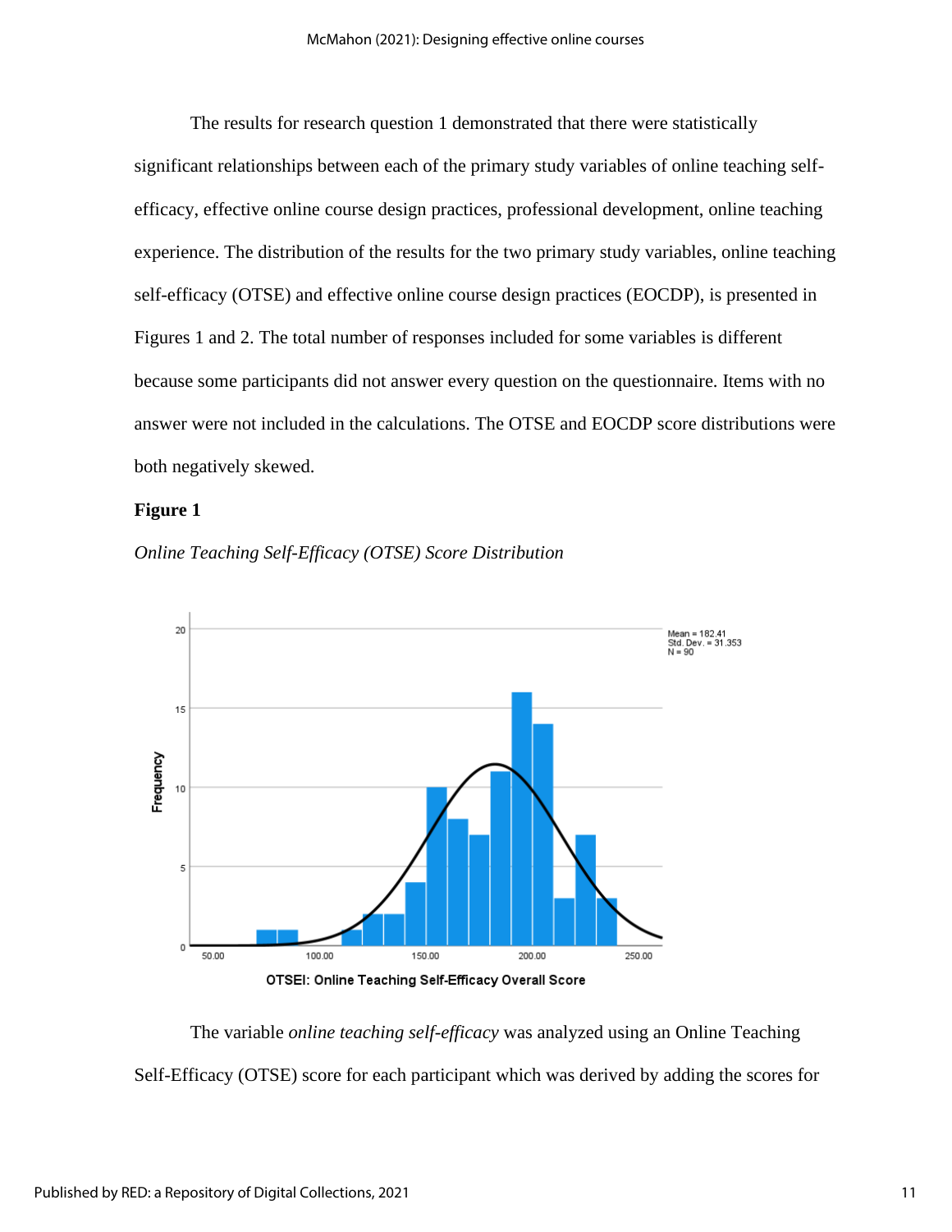The results for research question 1 demonstrated that there were statistically significant relationships between each of the primary study variables of online teaching self-efficacy, effective online course design practices, professional development, online teaching experience. The distribution of the results for the two primary study variables, online teaching self-efficacy (OTSE) and effective online course design practices (EOCDP), is presented in Figures 1 and 2. The total number of responses included for some variables is different because some participants did not answer every question on the questionnaire. Items with no answer were not included in the calculations. The OTSE and EOCDP score distributions were both negatively skewed.

**Figure 1**

*Online Teaching Self-Efficacy (OTSE) Score Distribution*

The variable *online teaching self-efficacy* was analyzed using an Online Teaching Self-Efficacy (OTSE) score for each participant which was derived by adding the scores for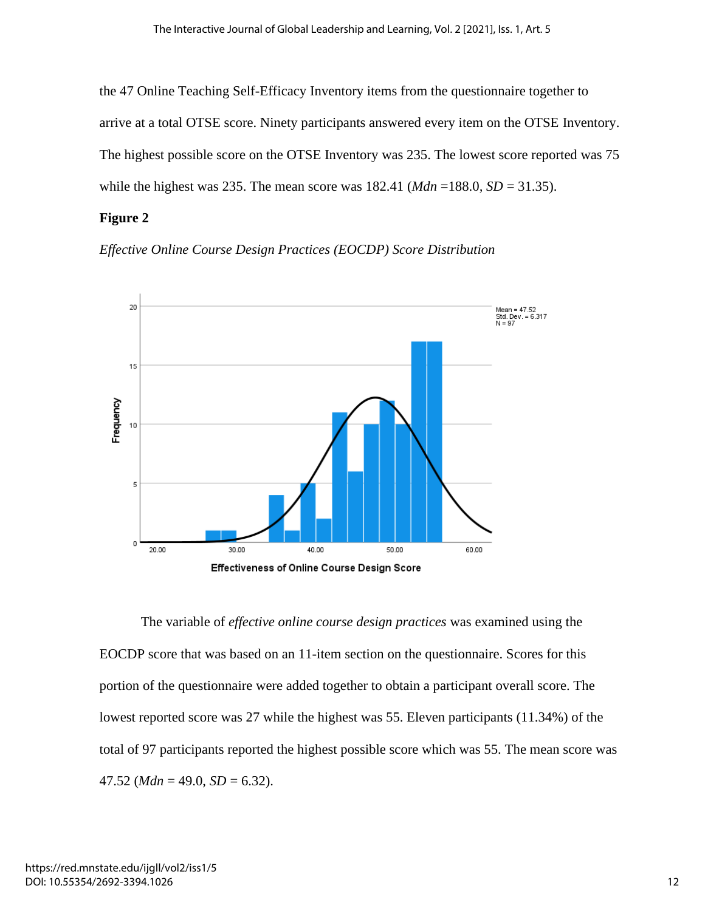the 47 Online Teaching Self-Efficacy Inventory items from the questionnaire together to arrive at a total OTSE score. Ninety participants answered every item on the OTSE Inventory. The highest possible score on the OTSE Inventory was 235. The lowest score reported was 75 while the highest was 235. The mean score was 182.41 (*Mdn* =188.0, *SD* = 31.35).

**Figure 2**

*Effective Online Course Design Practices (EOCDP) Score Distribution*

The variable of *effective online course design practices* was examined using the EOCDP score that was based on an 11-item section on the questionnaire. Scores for this portion of the questionnaire were added together to obtain a participant overall score. The lowest reported score was 27 while the highest was 55. Eleven participants (11.34%) of the total of 97 participants reported the highest possible score which was 55. The mean score was 47.52 (*Mdn* = 49.0, *SD* = 6.32).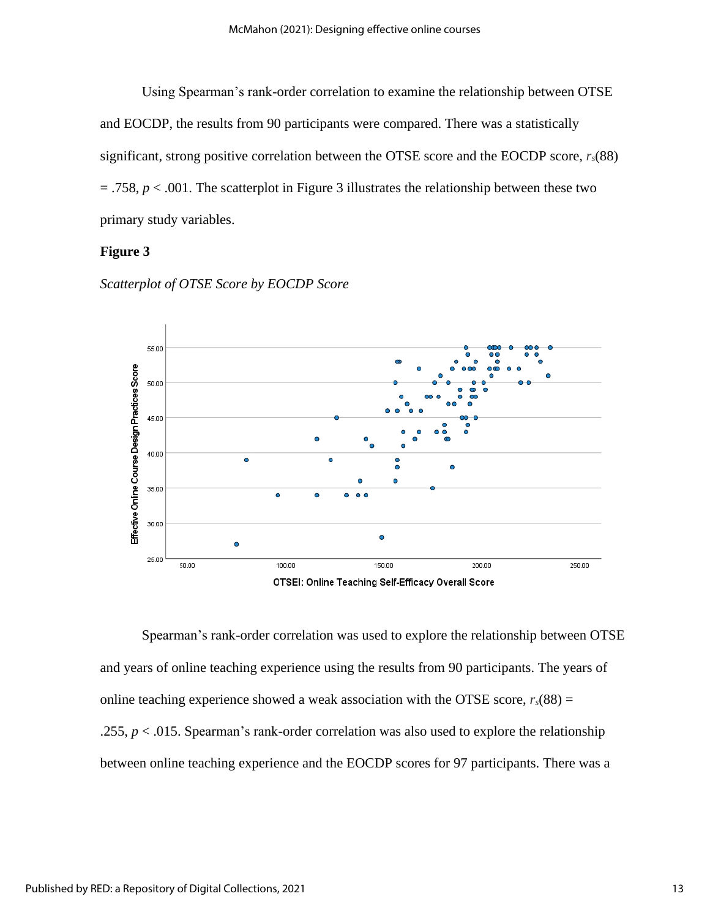Using Spearman's rank-order correlation to examine the relationship between OTSE and EOCDP, the results from 90 participants were compared. There was a statistically significant, strong positive correlation between the OTSE score and the EOCDP score, $r_s(88) = .758$, $p < .001$. The scatterplot in Figure 3 illustrates the relationship between these two primary study variables.

**Figure 3**

*Scatterplot of OTSE Score by EOCDP Score*

Spearman's rank-order correlation was used to explore the relationship between OTSE and years of online teaching experience using the results from 90 participants. The years of online teaching experience showed a weak association with the OTSE score, $r_s(88) = .255$, $p < .015$. Spearman's rank-order correlation was also used to explore the relationship between online teaching experience and the EOCDP scores for 97 participants. There was a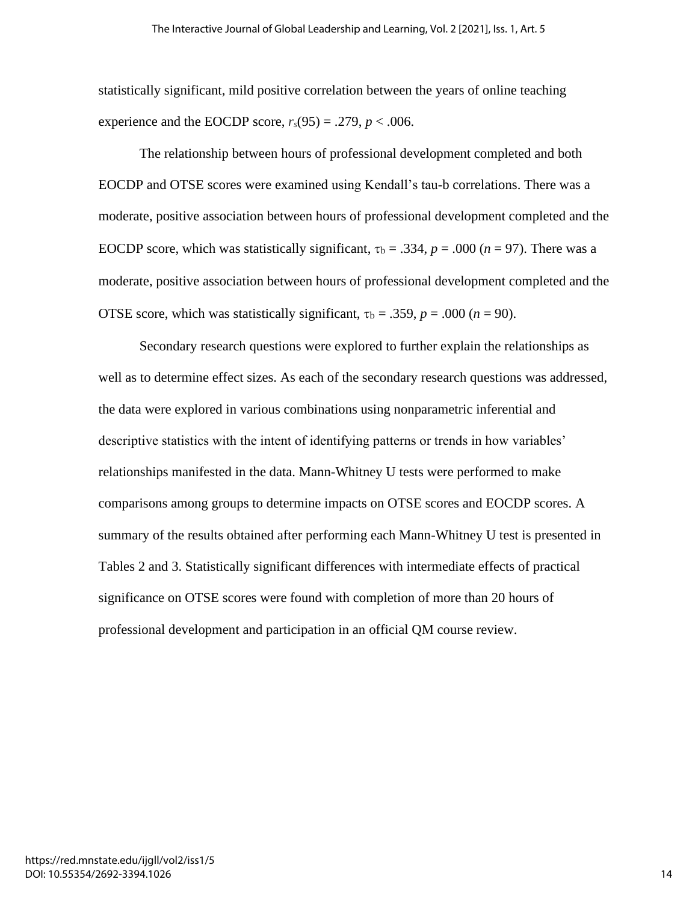statistically significant, mild positive correlation between the years of online teaching experience and the EOCDP score, $r_s(95) = .279$, $p < .006$.

The relationship between hours of professional development completed and both EOCDP and OTSE scores were examined using Kendall's tau-b correlations. There was a moderate, positive association between hours of professional development completed and the EOCDP score, which was statistically significant, $\tau_b = .334$, $p = .000$ ($n = 97$). There was a moderate, positive association between hours of professional development completed and the OTSE score, which was statistically significant, $\tau_b = .359$, $p = .000$ ($n = 90$).

Secondary research questions were explored to further explain the relationships as well as to determine effect sizes. As each of the secondary research questions was addressed, the data were explored in various combinations using nonparametric inferential and descriptive statistics with the intent of identifying patterns or trends in how variables' relationships manifested in the data. Mann-Whitney U tests were performed to make comparisons among groups to determine impacts on OTSE scores and EOCDP scores. A summary of the results obtained after performing each Mann-Whitney U test is presented in Tables 2 and 3. Statistically significant differences with intermediate effects of practical significance on OTSE scores were found with completion of more than 20 hours of professional development and participation in an official QM course review.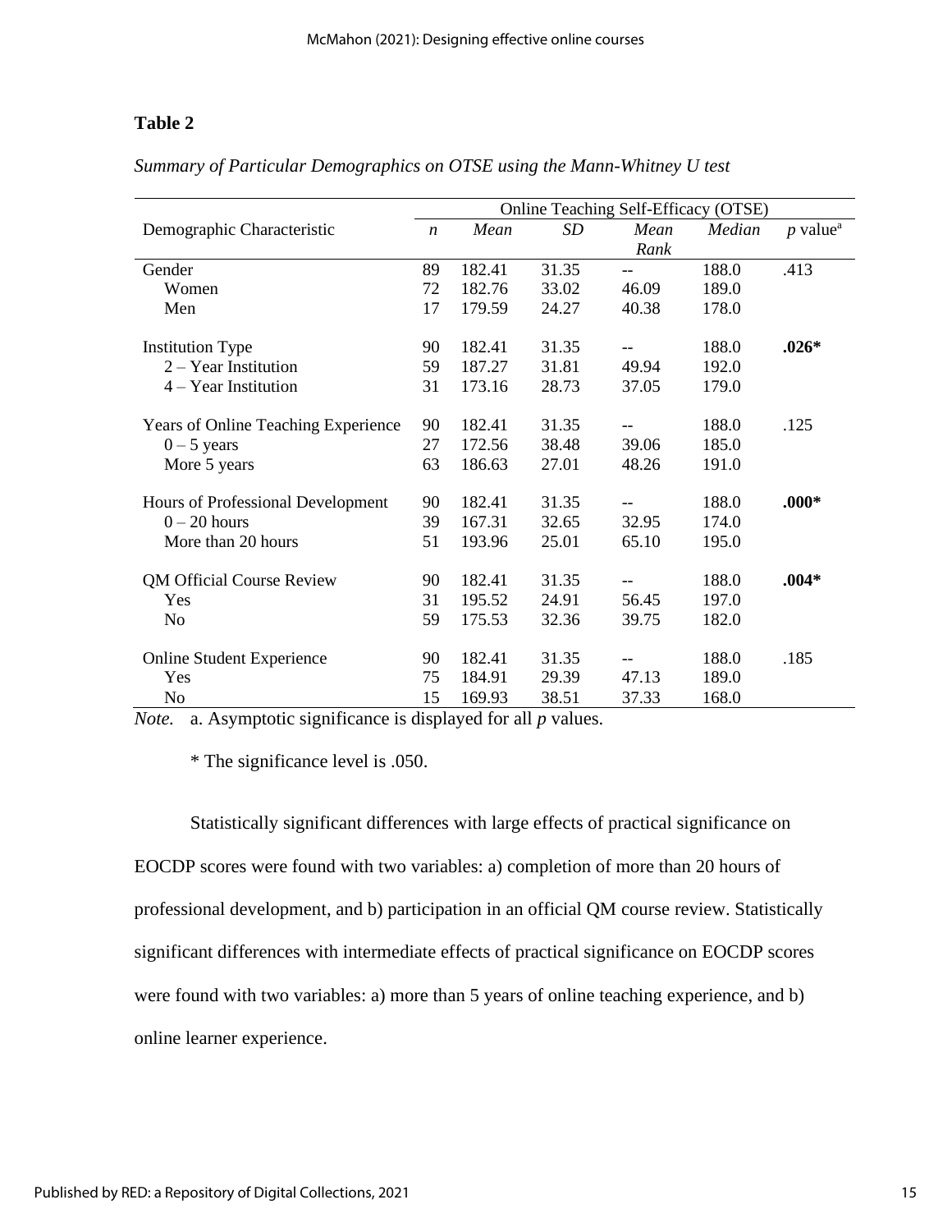**Table 2**

*Summary of Particular Demographics on OTSE using the Mann-Whitney U test*

| | Online Teaching Self-Efficacy (OTSE) | | | | | |
|---|---|---|---|---|---|---|
| Demographic Characteristic | *n* | *Mean* | *SD* | *Mean Rank* | *Median* | *p* value[a] |
| Gender | 89 | 182.41 | 31.35 | -- | 188.0 | .413 |
| Women | 72 | 182.76 | 33.02 | 46.09 | 189.0 | |
| Men | 17 | 179.59 | 24.27 | 40.38 | 178.0 | |
| Institution Type | 90 | 182.41 | 31.35 | -- | 188.0 | **.026*** |
| 2 – Year Institution | 59 | 187.27 | 31.81 | 49.94 | 192.0 | |
| 4 – Year Institution | 31 | 173.16 | 28.73 | 37.05 | 179.0 | |
| Years of Online Teaching Experience | 90 | 182.41 | 31.35 | -- | 188.0 | .125 |
| 0 – 5 years | 27 | 172.56 | 38.48 | 39.06 | 185.0 | |
| More 5 years | 63 | 186.63 | 27.01 | 48.26 | 191.0 | |
| Hours of Professional Development | 90 | 182.41 | 31.35 | -- | 188.0 | **.000*** |
| 0 – 20 hours | 39 | 167.31 | 32.65 | 32.95 | 174.0 | |
| More than 20 hours | 51 | 193.96 | 25.01 | 65.10 | 195.0 | |
| QM Official Course Review | 90 | 182.41 | 31.35 | -- | 188.0 | **.004*** |
| Yes | 31 | 195.52 | 24.91 | 56.45 | 197.0 | |
| No | 59 | 175.53 | 32.36 | 39.75 | 182.0 | |
| Online Student Experience | 90 | 182.41 | 31.35 | -- | 188.0 | .185 |
| Yes | 75 | 184.91 | 29.39 | 47.13 | 189.0 | |
| No | 15 | 169.93 | 38.51 | 37.33 | 168.0 | |

*Note.* a. Asymptotic significance is displayed for all *p* values.

\* The significance level is .050.

Statistically significant differences with large effects of practical significance on EOCDP scores were found with two variables: a) completion of more than 20 hours of professional development, and b) participation in an official QM course review. Statistically significant differences with intermediate effects of practical significance on EOCDP scores were found with two variables: a) more than 5 years of online teaching experience, and b) online learner experience.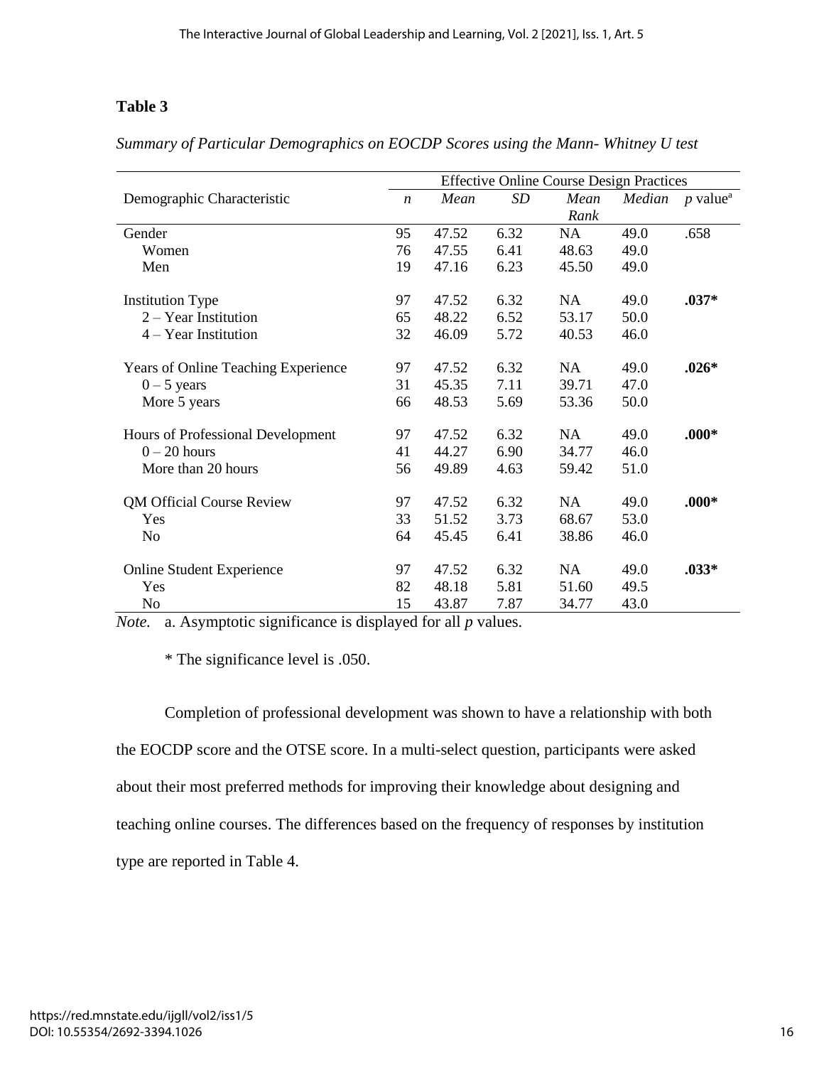**Table 3**

*Summary of Particular Demographics on EOCDP Scores using the Mann- Whitney U test*

| Demographic Characteristic | Effective Online Course Design Practices | | | | | |
|---|---|---|---|---|---|---|
| | *n* | *Mean* | *SD* | *Mean Rank* | *Median* | *p* value[a] |
| Gender | 95 | 47.52 | 6.32 | NA | 49.0 | .658 |
| Women | 76 | 47.55 | 6.41 | 48.63 | 49.0 | |
| Men | 19 | 47.16 | 6.23 | 45.50 | 49.0 | |
| Institution Type | 97 | 47.52 | 6.32 | NA | 49.0 | **.037*** |
| 2 – Year Institution | 65 | 48.22 | 6.52 | 53.17 | 50.0 | |
| 4 – Year Institution | 32 | 46.09 | 5.72 | 40.53 | 46.0 | |
| Years of Online Teaching Experience | 97 | 47.52 | 6.32 | NA | 49.0 | **.026*** |
| 0 – 5 years | 31 | 45.35 | 7.11 | 39.71 | 47.0 | |
| More 5 years | 66 | 48.53 | 5.69 | 53.36 | 50.0 | |
| Hours of Professional Development | 97 | 47.52 | 6.32 | NA | 49.0 | **.000*** |
| 0 – 20 hours | 41 | 44.27 | 6.90 | 34.77 | 46.0 | |
| More than 20 hours | 56 | 49.89 | 4.63 | 59.42 | 51.0 | |
| QM Official Course Review | 97 | 47.52 | 6.32 | NA | 49.0 | **.000*** |
| Yes | 33 | 51.52 | 3.73 | 68.67 | 53.0 | |
| No | 64 | 45.45 | 6.41 | 38.86 | 46.0 | |
| Online Student Experience | 97 | 47.52 | 6.32 | NA | 49.0 | **.033*** |
| Yes | 82 | 48.18 | 5.81 | 51.60 | 49.5 | |
| No | 15 | 43.87 | 7.87 | 34.77 | 43.0 | |

*Note.* a. Asymptotic significance is displayed for all *p* values.

* The significance level is .050.

Completion of professional development was shown to have a relationship with both the EOCDP score and the OTSE score. In a multi-select question, participants were asked about their most preferred methods for improving their knowledge about designing and teaching online courses. The differences based on the frequency of responses by institution type are reported in Table 4.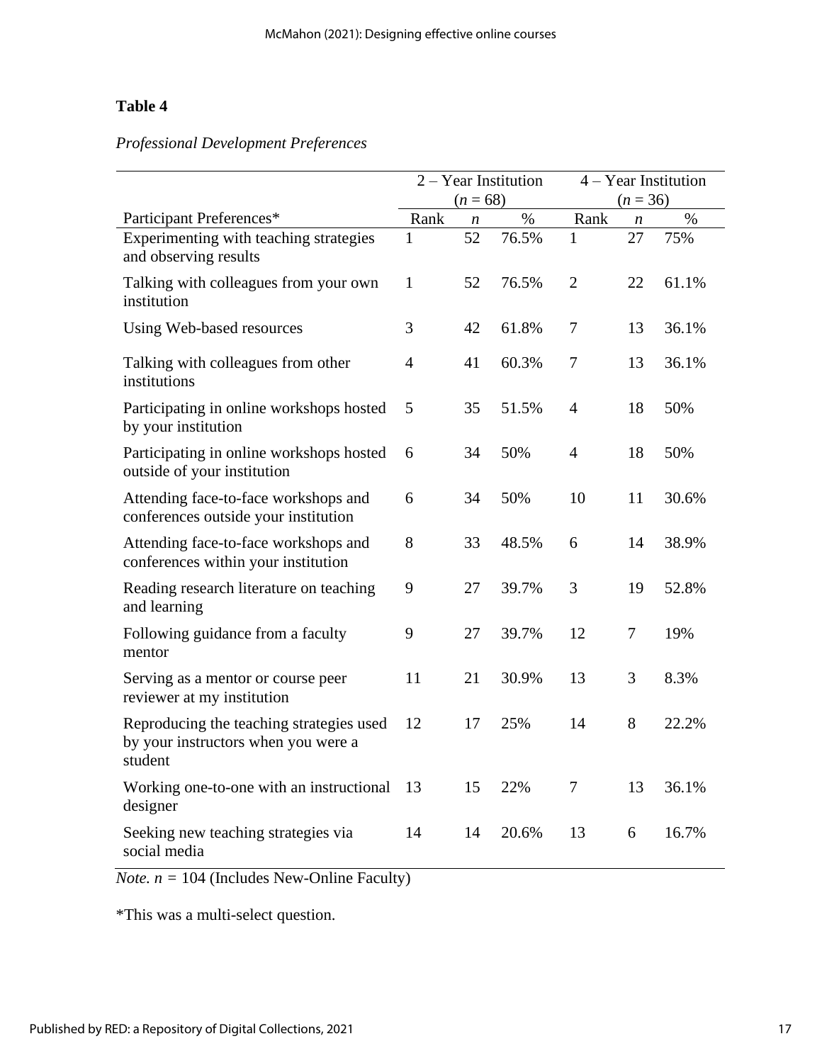**Table 4**

*Professional Development Preferences*

| | 2 – Year Institution ($n$ = 68) | | | 4 – Year Institution ($n$ = 36) | | |
|---|---|---|---|---|---|---|
| Participant Preferences* | Rank | $n$ | % | Rank | $n$ | % |
| Experimenting with teaching strategies and observing results | 1 | 52 | 76.5% | 1 | 27 | 75% |
| Talking with colleagues from your own institution | 1 | 52 | 76.5% | 2 | 22 | 61.1% |
| Using Web-based resources | 3 | 42 | 61.8% | 7 | 13 | 36.1% |
| Talking with colleagues from other institutions | 4 | 41 | 60.3% | 7 | 13 | 36.1% |
| Participating in online workshops hosted by your institution | 5 | 35 | 51.5% | 4 | 18 | 50% |
| Participating in online workshops hosted outside of your institution | 6 | 34 | 50% | 4 | 18 | 50% |
| Attending face-to-face workshops and conferences outside your institution | 6 | 34 | 50% | 10 | 11 | 30.6% |
| Attending face-to-face workshops and conferences within your institution | 8 | 33 | 48.5% | 6 | 14 | 38.9% |
| Reading research literature on teaching and learning | 9 | 27 | 39.7% | 3 | 19 | 52.8% |
| Following guidance from a faculty mentor | 9 | 27 | 39.7% | 12 | 7 | 19% |
| Serving as a mentor or course peer reviewer at my institution | 11 | 21 | 30.9% | 13 | 3 | 8.3% |
| Reproducing the teaching strategies used by your instructors when you were a student | 12 | 17 | 25% | 14 | 8 | 22.2% |
| Working one-to-one with an instructional designer | 13 | 15 | 22% | 7 | 13 | 36.1% |
| Seeking new teaching strategies via social media | 14 | 14 | 20.6% | 13 | 6 | 16.7% |

*Note.* $n$ = 104 (Includes New-Online Faculty)

*This was a multi-select question.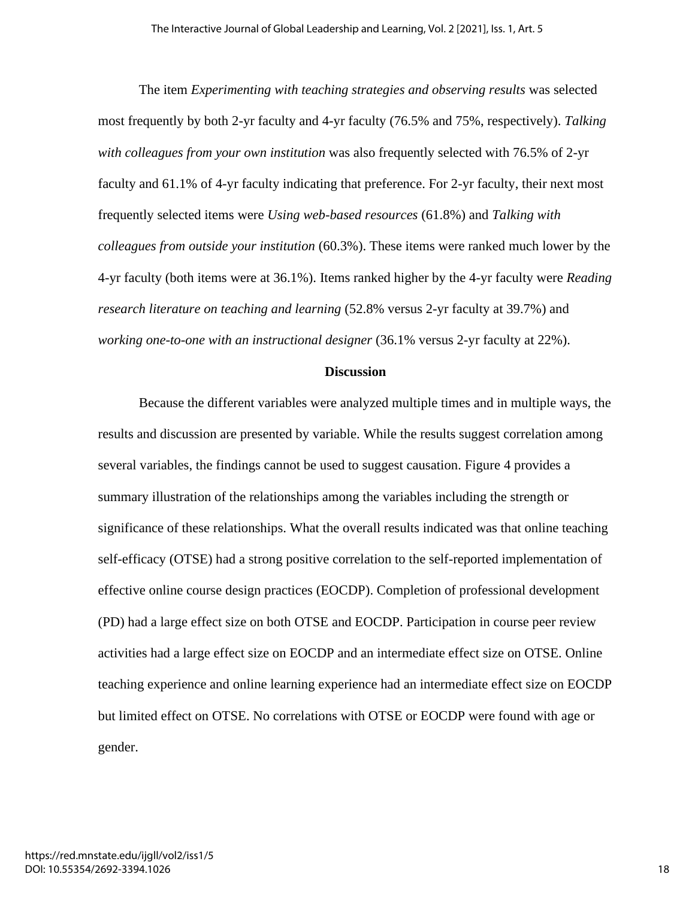The item *Experimenting with teaching strategies and observing results* was selected most frequently by both 2-yr faculty and 4-yr faculty (76.5% and 75%, respectively). *Talking with colleagues from your own institution* was also frequently selected with 76.5% of 2-yr faculty and 61.1% of 4-yr faculty indicating that preference. For 2-yr faculty, their next most frequently selected items were *Using web-based resources* (61.8%) and *Talking with colleagues from outside your institution* (60.3%). These items were ranked much lower by the 4-yr faculty (both items were at 36.1%). Items ranked higher by the 4-yr faculty were *Reading research literature on teaching and learning* (52.8% versus 2-yr faculty at 39.7%) and *working one-to-one with an instructional designer* (36.1% versus 2-yr faculty at 22%).

## Discussion

Because the different variables were analyzed multiple times and in multiple ways, the results and discussion are presented by variable. While the results suggest correlation among several variables, the findings cannot be used to suggest causation. Figure 4 provides a summary illustration of the relationships among the variables including the strength or significance of these relationships. What the overall results indicated was that online teaching self-efficacy (OTSE) had a strong positive correlation to the self-reported implementation of effective online course design practices (EOCDP). Completion of professional development (PD) had a large effect size on both OTSE and EOCDP. Participation in course peer review activities had a large effect size on EOCDP and an intermediate effect size on OTSE. Online teaching experience and online learning experience had an intermediate effect size on EOCDP but limited effect on OTSE. No correlations with OTSE or EOCDP were found with age or gender.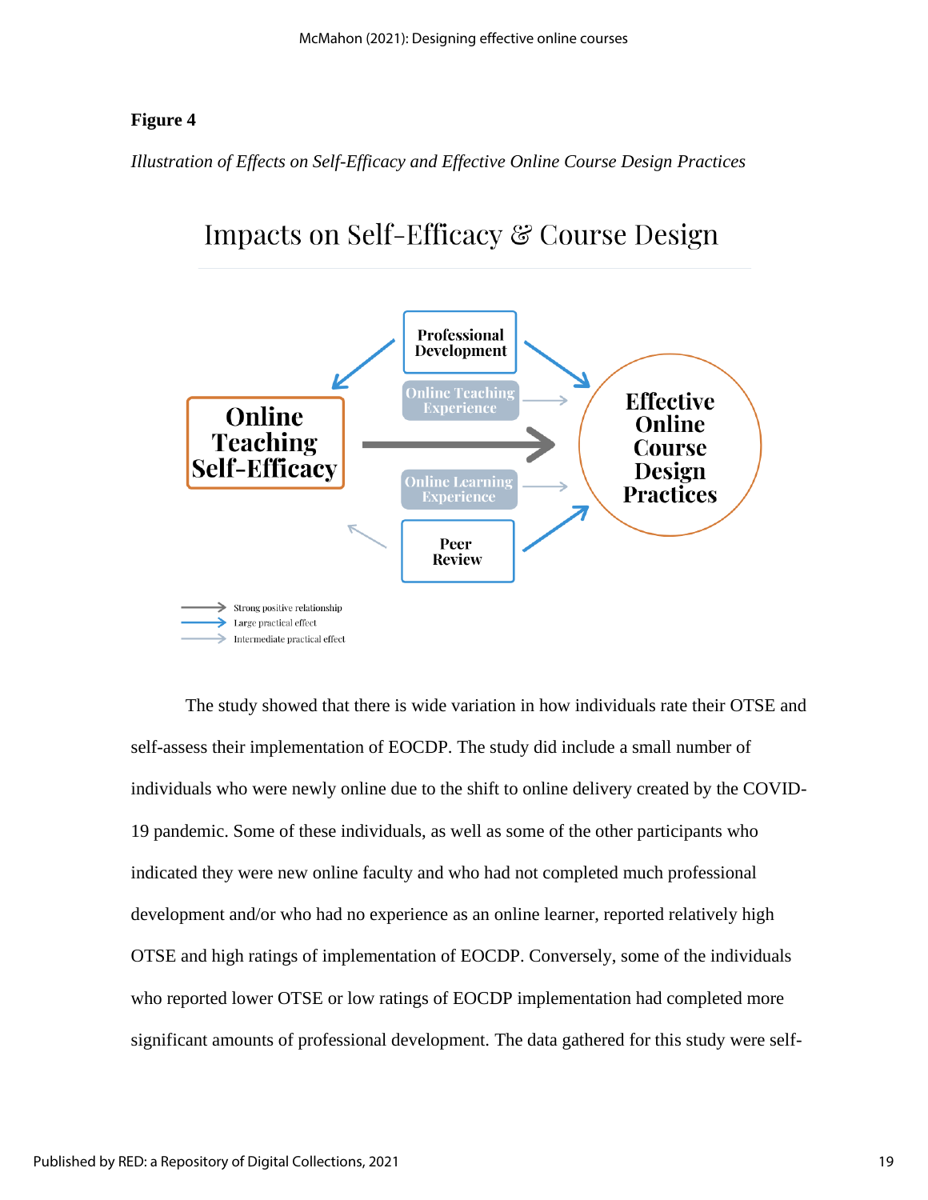**Figure 4**

*Illustration of Effects on Self-Efficacy and Effective Online Course Design Practices*

Impacts on Self-Efficacy & Course Design

Professional Development

Online Teaching Experience

Online Teaching Self-Efficacy

Effective Online Course Design Practices

Online Learning Experience

Peer Review

Strong positive relationship
Large practical effect
Intermediate practical effect

The study showed that there is wide variation in how individuals rate their OTSE and self-assess their implementation of EOCDP. The study did include a small number of individuals who were newly online due to the shift to online delivery created by the COVID-19 pandemic. Some of these individuals, as well as some of the other participants who indicated they were new online faculty and who had not completed much professional development and/or who had no experience as an online learner, reported relatively high OTSE and high ratings of implementation of EOCDP. Conversely, some of the individuals who reported lower OTSE or low ratings of EOCDP implementation had completed more significant amounts of professional development. The data gathered for this study were self-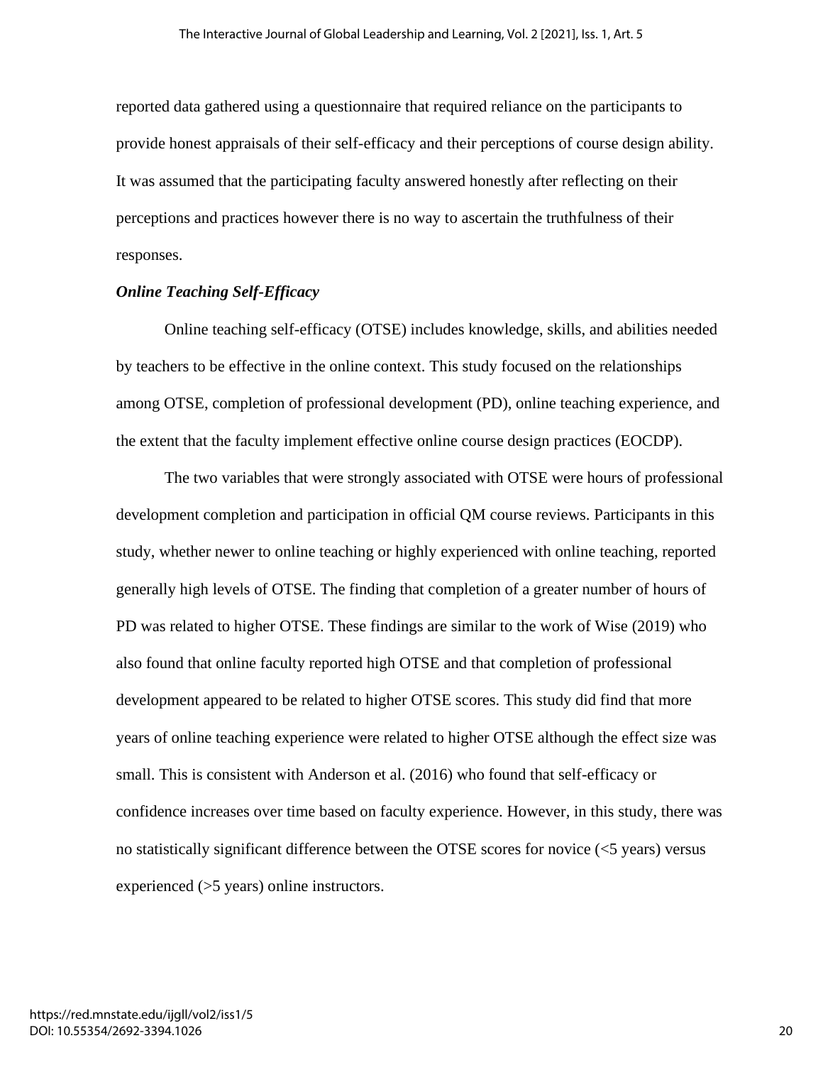reported data gathered using a questionnaire that required reliance on the participants to provide honest appraisals of their self-efficacy and their perceptions of course design ability. It was assumed that the participating faculty answered honestly after reflecting on their perceptions and practices however there is no way to ascertain the truthfulness of their responses.

### *Online Teaching Self-Efficacy*

Online teaching self-efficacy (OTSE) includes knowledge, skills, and abilities needed by teachers to be effective in the online context. This study focused on the relationships among OTSE, completion of professional development (PD), online teaching experience, and the extent that the faculty implement effective online course design practices (EOCDP).

The two variables that were strongly associated with OTSE were hours of professional development completion and participation in official QM course reviews. Participants in this study, whether newer to online teaching or highly experienced with online teaching, reported generally high levels of OTSE. The finding that completion of a greater number of hours of PD was related to higher OTSE. These findings are similar to the work of Wise (2019) who also found that online faculty reported high OTSE and that completion of professional development appeared to be related to higher OTSE scores. This study did find that more years of online teaching experience were related to higher OTSE although the effect size was small. This is consistent with Anderson et al. (2016) who found that self-efficacy or confidence increases over time based on faculty experience. However, in this study, there was no statistically significant difference between the OTSE scores for novice (<5 years) versus experienced (>5 years) online instructors.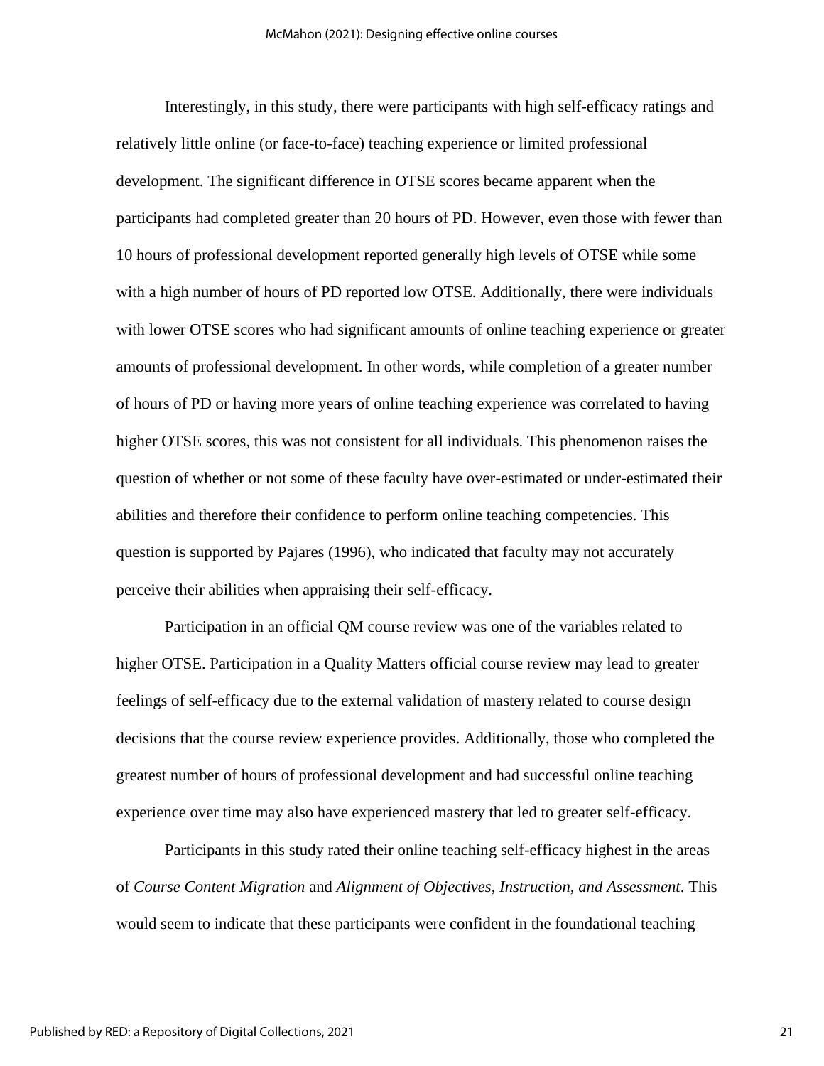Interestingly, in this study, there were participants with high self-efficacy ratings and relatively little online (or face-to-face) teaching experience or limited professional development. The significant difference in OTSE scores became apparent when the participants had completed greater than 20 hours of PD. However, even those with fewer than 10 hours of professional development reported generally high levels of OTSE while some with a high number of hours of PD reported low OTSE. Additionally, there were individuals with lower OTSE scores who had significant amounts of online teaching experience or greater amounts of professional development. In other words, while completion of a greater number of hours of PD or having more years of online teaching experience was correlated to having higher OTSE scores, this was not consistent for all individuals. This phenomenon raises the question of whether or not some of these faculty have over-estimated or under-estimated their abilities and therefore their confidence to perform online teaching competencies. This question is supported by Pajares (1996), who indicated that faculty may not accurately perceive their abilities when appraising their self-efficacy.

Participation in an official QM course review was one of the variables related to higher OTSE. Participation in a Quality Matters official course review may lead to greater feelings of self-efficacy due to the external validation of mastery related to course design decisions that the course review experience provides. Additionally, those who completed the greatest number of hours of professional development and had successful online teaching experience over time may also have experienced mastery that led to greater self-efficacy.

Participants in this study rated their online teaching self-efficacy highest in the areas of *Course Content Migration* and *Alignment of Objectives, Instruction, and Assessment*. This would seem to indicate that these participants were confident in the foundational teaching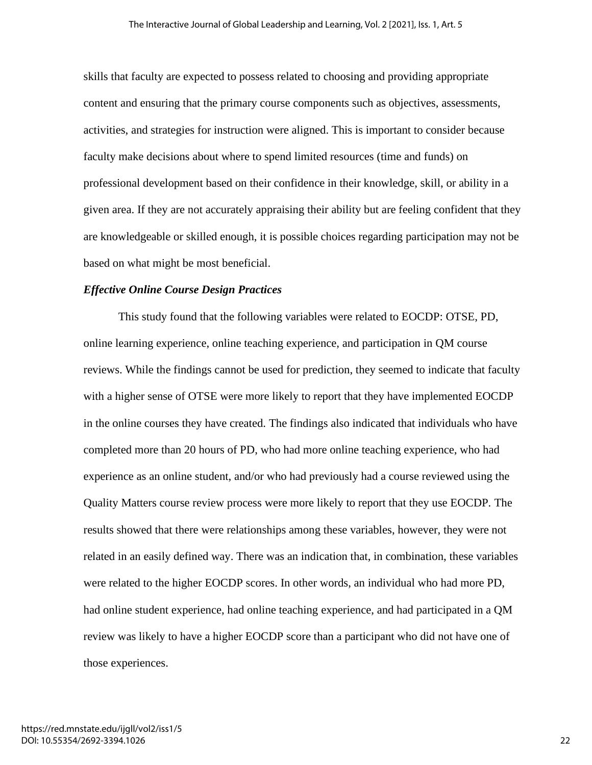skills that faculty are expected to possess related to choosing and providing appropriate content and ensuring that the primary course components such as objectives, assessments, activities, and strategies for instruction were aligned. This is important to consider because faculty make decisions about where to spend limited resources (time and funds) on professional development based on their confidence in their knowledge, skill, or ability in a given area. If they are not accurately appraising their ability but are feeling confident that they are knowledgeable or skilled enough, it is possible choices regarding participation may not be based on what might be most beneficial.

### *Effective Online Course Design Practices*

This study found that the following variables were related to EOCDP: OTSE, PD, online learning experience, online teaching experience, and participation in QM course reviews. While the findings cannot be used for prediction, they seemed to indicate that faculty with a higher sense of OTSE were more likely to report that they have implemented EOCDP in the online courses they have created. The findings also indicated that individuals who have completed more than 20 hours of PD, who had more online teaching experience, who had experience as an online student, and/or who had previously had a course reviewed using the Quality Matters course review process were more likely to report that they use EOCDP. The results showed that there were relationships among these variables, however, they were not related in an easily defined way. There was an indication that, in combination, these variables were related to the higher EOCDP scores. In other words, an individual who had more PD, had online student experience, had online teaching experience, and had participated in a QM review was likely to have a higher EOCDP score than a participant who did not have one of those experiences.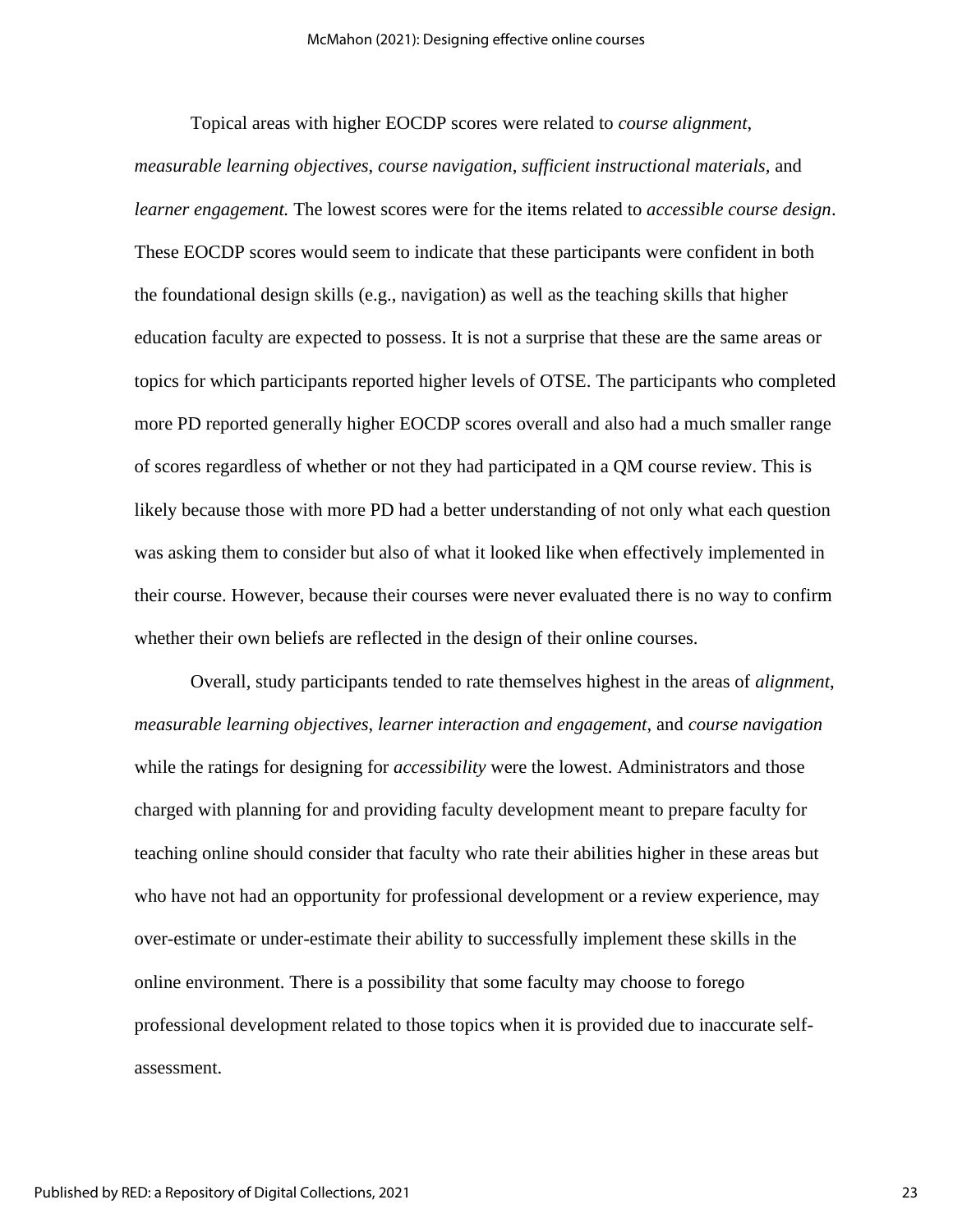Topical areas with higher EOCDP scores were related to *course alignment*, *measurable learning objectives*, *course navigation*, *sufficient instructional materials*, and *learner engagement.* The lowest scores were for the items related to *accessible course design*. These EOCDP scores would seem to indicate that these participants were confident in both the foundational design skills (e.g., navigation) as well as the teaching skills that higher education faculty are expected to possess. It is not a surprise that these are the same areas or topics for which participants reported higher levels of OTSE. The participants who completed more PD reported generally higher EOCDP scores overall and also had a much smaller range of scores regardless of whether or not they had participated in a QM course review. This is likely because those with more PD had a better understanding of not only what each question was asking them to consider but also of what it looked like when effectively implemented in their course. However, because their courses were never evaluated there is no way to confirm whether their own beliefs are reflected in the design of their online courses.

Overall, study participants tended to rate themselves highest in the areas of *alignment*, *measurable learning objectives*, *learner interaction and engagement*, and *course navigation* while the ratings for designing for *accessibility* were the lowest. Administrators and those charged with planning for and providing faculty development meant to prepare faculty for teaching online should consider that faculty who rate their abilities higher in these areas but who have not had an opportunity for professional development or a review experience, may over-estimate or under-estimate their ability to successfully implement these skills in the online environment. There is a possibility that some faculty may choose to forego professional development related to those topics when it is provided due to inaccurate self-assessment.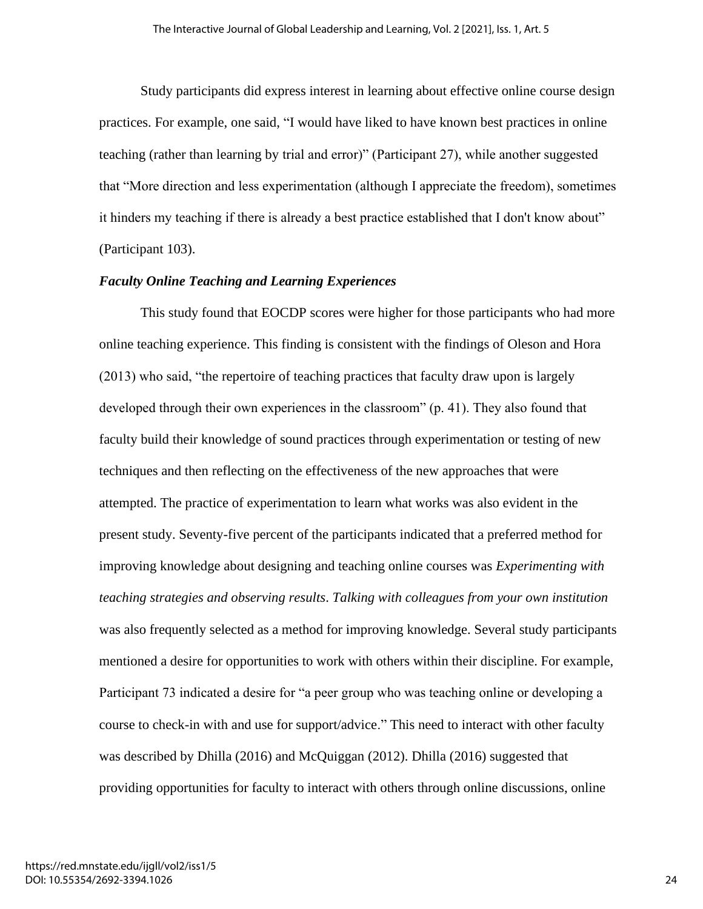Study participants did express interest in learning about effective online course design practices. For example, one said, "I would have liked to have known best practices in online teaching (rather than learning by trial and error)" (Participant 27), while another suggested that "More direction and less experimentation (although I appreciate the freedom), sometimes it hinders my teaching if there is already a best practice established that I don't know about" (Participant 103).

### *Faculty Online Teaching and Learning Experiences*

This study found that EOCDP scores were higher for those participants who had more online teaching experience. This finding is consistent with the findings of Oleson and Hora (2013) who said, "the repertoire of teaching practices that faculty draw upon is largely developed through their own experiences in the classroom" (p. 41). They also found that faculty build their knowledge of sound practices through experimentation or testing of new techniques and then reflecting on the effectiveness of the new approaches that were attempted. The practice of experimentation to learn what works was also evident in the present study. Seventy-five percent of the participants indicated that a preferred method for improving knowledge about designing and teaching online courses was *Experimenting with teaching strategies and observing results*. *Talking with colleagues from your own institution* was also frequently selected as a method for improving knowledge. Several study participants mentioned a desire for opportunities to work with others within their discipline. For example, Participant 73 indicated a desire for "a peer group who was teaching online or developing a course to check-in with and use for support/advice." This need to interact with other faculty was described by Dhilla (2016) and McQuiggan (2012). Dhilla (2016) suggested that providing opportunities for faculty to interact with others through online discussions, online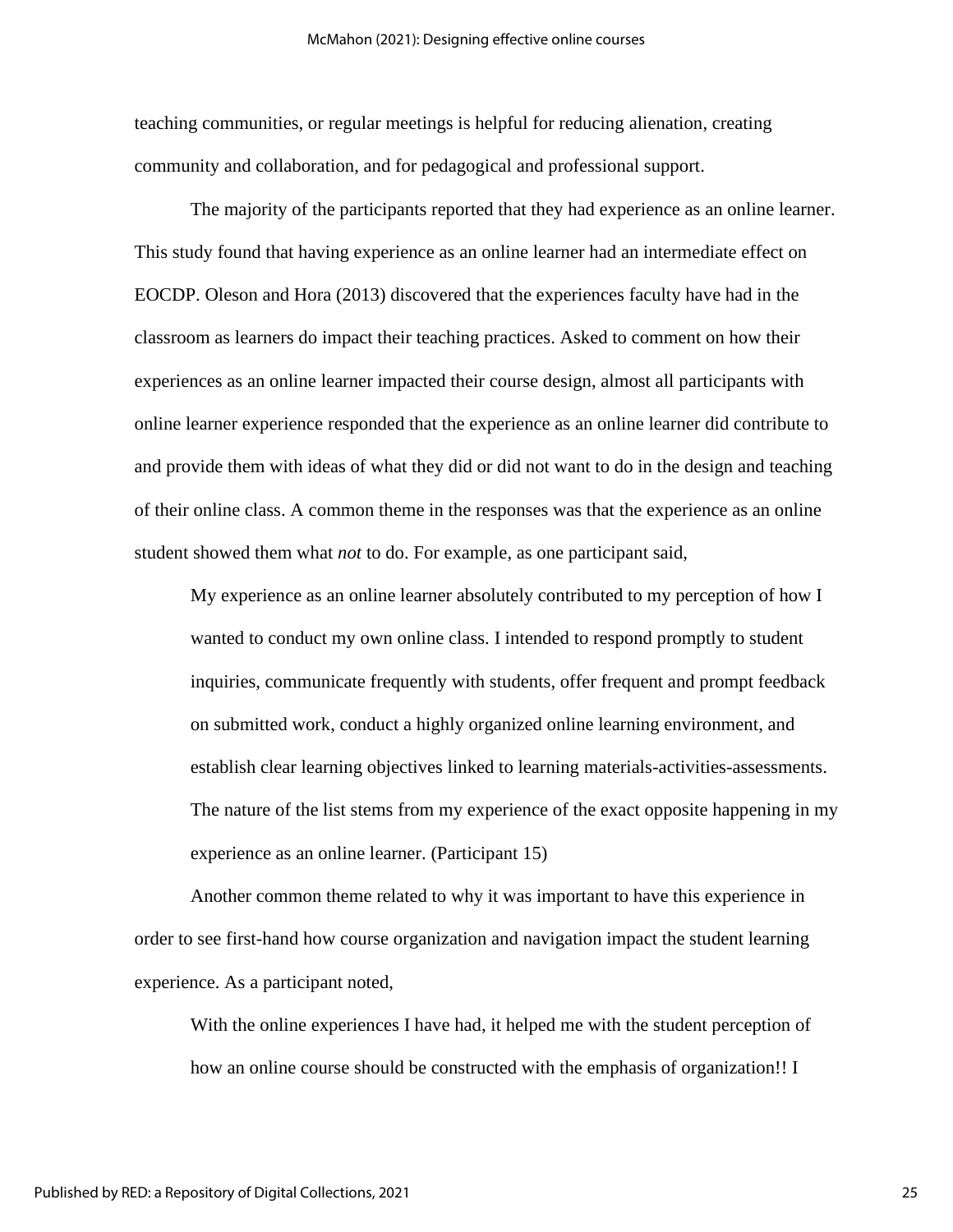teaching communities, or regular meetings is helpful for reducing alienation, creating community and collaboration, and for pedagogical and professional support.

The majority of the participants reported that they had experience as an online learner. This study found that having experience as an online learner had an intermediate effect on EOCDP. Oleson and Hora (2013) discovered that the experiences faculty have had in the classroom as learners do impact their teaching practices. Asked to comment on how their experiences as an online learner impacted their course design, almost all participants with online learner experience responded that the experience as an online learner did contribute to and provide them with ideas of what they did or did not want to do in the design and teaching of their online class. A common theme in the responses was that the experience as an online student showed them what *not* to do. For example, as one participant said,

> My experience as an online learner absolutely contributed to my perception of how I wanted to conduct my own online class. I intended to respond promptly to student inquiries, communicate frequently with students, offer frequent and prompt feedback on submitted work, conduct a highly organized online learning environment, and establish clear learning objectives linked to learning materials-activities-assessments. The nature of the list stems from my experience of the exact opposite happening in my experience as an online learner. (Participant 15)

Another common theme related to why it was important to have this experience in order to see first-hand how course organization and navigation impact the student learning experience. As a participant noted,

> With the online experiences I have had, it helped me with the student perception of how an online course should be constructed with the emphasis of organization!! I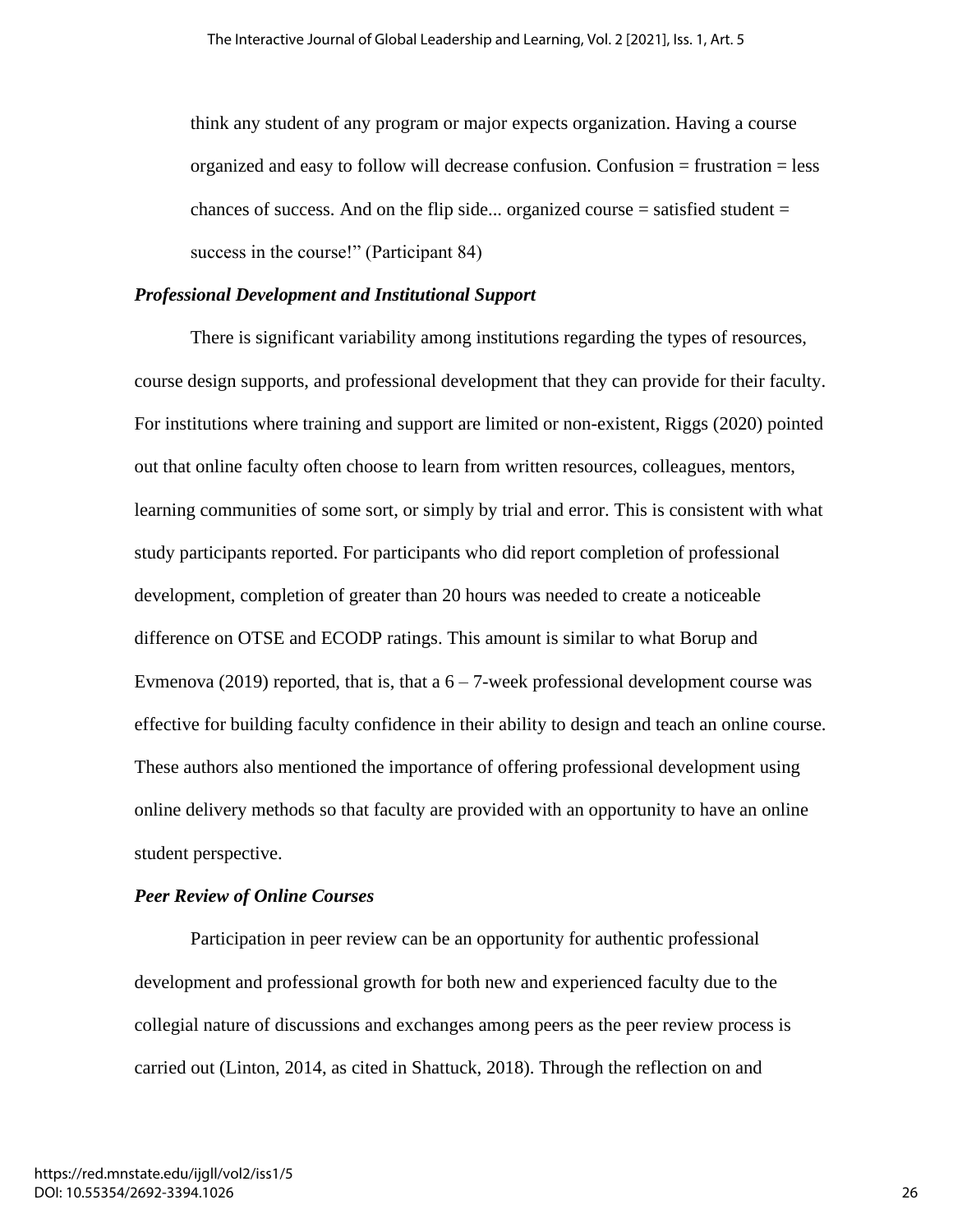think any student of any program or major expects organization. Having a course organized and easy to follow will decrease confusion. Confusion = frustration = less chances of success. And on the flip side... organized course = satisfied student = success in the course!" (Participant 84)

### *Professional Development and Institutional Support*

There is significant variability among institutions regarding the types of resources, course design supports, and professional development that they can provide for their faculty. For institutions where training and support are limited or non-existent, Riggs (2020) pointed out that online faculty often choose to learn from written resources, colleagues, mentors, learning communities of some sort, or simply by trial and error. This is consistent with what study participants reported. For participants who did report completion of professional development, completion of greater than 20 hours was needed to create a noticeable difference on OTSE and ECODP ratings. This amount is similar to what Borup and Evmenova (2019) reported, that is, that a 6 – 7-week professional development course was effective for building faculty confidence in their ability to design and teach an online course. These authors also mentioned the importance of offering professional development using online delivery methods so that faculty are provided with an opportunity to have an online student perspective.

### *Peer Review of Online Courses*

Participation in peer review can be an opportunity for authentic professional development and professional growth for both new and experienced faculty due to the collegial nature of discussions and exchanges among peers as the peer review process is carried out (Linton, 2014, as cited in Shattuck, 2018). Through the reflection on and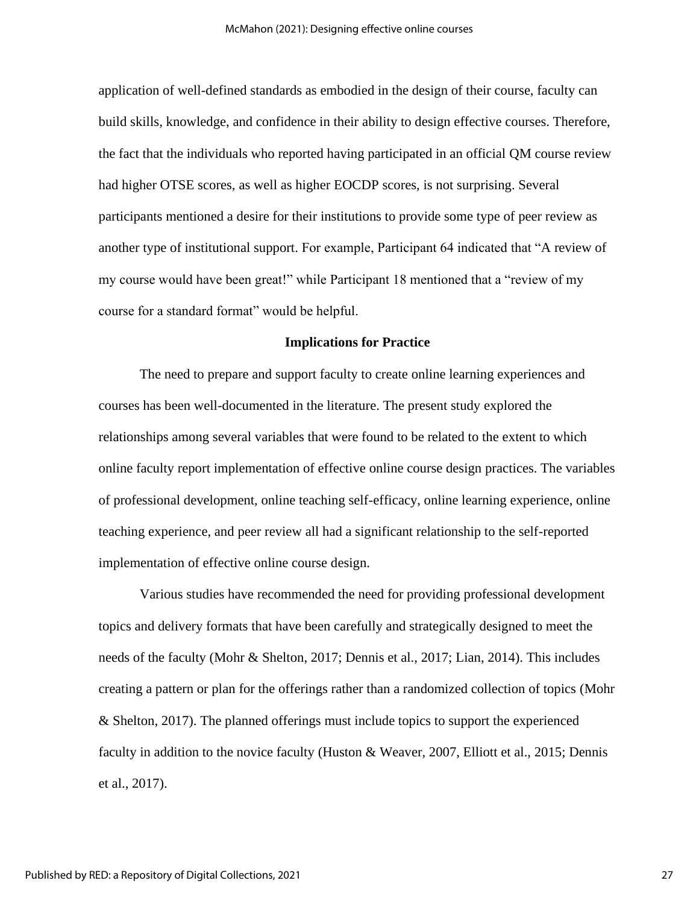application of well-defined standards as embodied in the design of their course, faculty can build skills, knowledge, and confidence in their ability to design effective courses. Therefore, the fact that the individuals who reported having participated in an official QM course review had higher OTSE scores, as well as higher EOCDP scores, is not surprising. Several participants mentioned a desire for their institutions to provide some type of peer review as another type of institutional support. For example, Participant 64 indicated that "A review of my course would have been great!" while Participant 18 mentioned that a "review of my course for a standard format" would be helpful.

## Implications for Practice

The need to prepare and support faculty to create online learning experiences and courses has been well-documented in the literature. The present study explored the relationships among several variables that were found to be related to the extent to which online faculty report implementation of effective online course design practices. The variables of professional development, online teaching self-efficacy, online learning experience, online teaching experience, and peer review all had a significant relationship to the self-reported implementation of effective online course design.

Various studies have recommended the need for providing professional development topics and delivery formats that have been carefully and strategically designed to meet the needs of the faculty (Mohr & Shelton, 2017; Dennis et al., 2017; Lian, 2014). This includes creating a pattern or plan for the offerings rather than a randomized collection of topics (Mohr & Shelton, 2017). The planned offerings must include topics to support the experienced faculty in addition to the novice faculty (Huston & Weaver, 2007, Elliott et al., 2015; Dennis et al., 2017).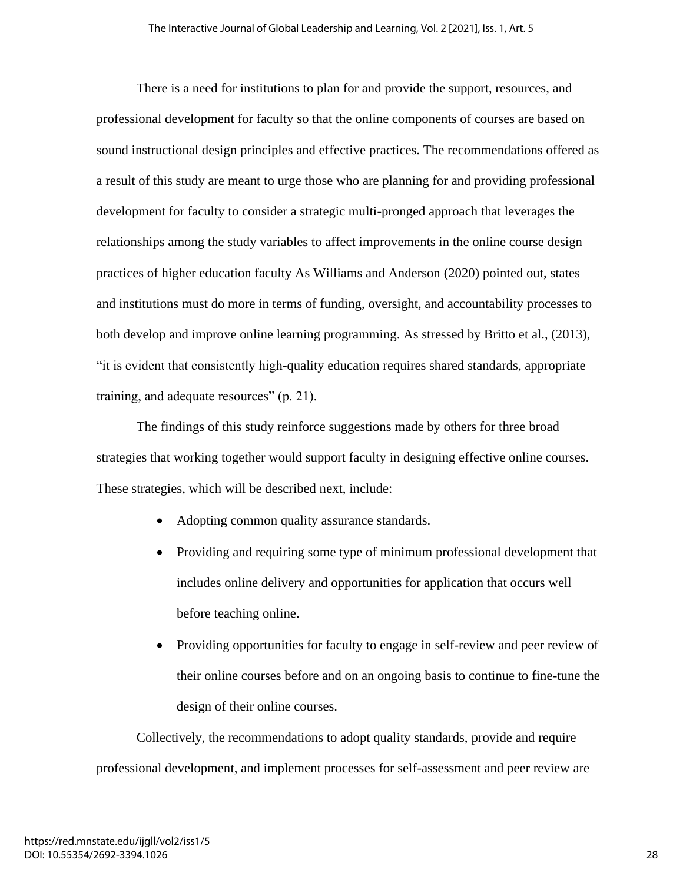There is a need for institutions to plan for and provide the support, resources, and professional development for faculty so that the online components of courses are based on sound instructional design principles and effective practices. The recommendations offered as a result of this study are meant to urge those who are planning for and providing professional development for faculty to consider a strategic multi-pronged approach that leverages the relationships among the study variables to affect improvements in the online course design practices of higher education faculty As Williams and Anderson (2020) pointed out, states and institutions must do more in terms of funding, oversight, and accountability processes to both develop and improve online learning programming. As stressed by Britto et al., (2013), "it is evident that consistently high-quality education requires shared standards, appropriate training, and adequate resources" (p. 21).

The findings of this study reinforce suggestions made by others for three broad strategies that working together would support faculty in designing effective online courses. These strategies, which will be described next, include:

- Adopting common quality assurance standards.
- Providing and requiring some type of minimum professional development that includes online delivery and opportunities for application that occurs well before teaching online.
- Providing opportunities for faculty to engage in self-review and peer review of their online courses before and on an ongoing basis to continue to fine-tune the design of their online courses.

Collectively, the recommendations to adopt quality standards, provide and require professional development, and implement processes for self-assessment and peer review are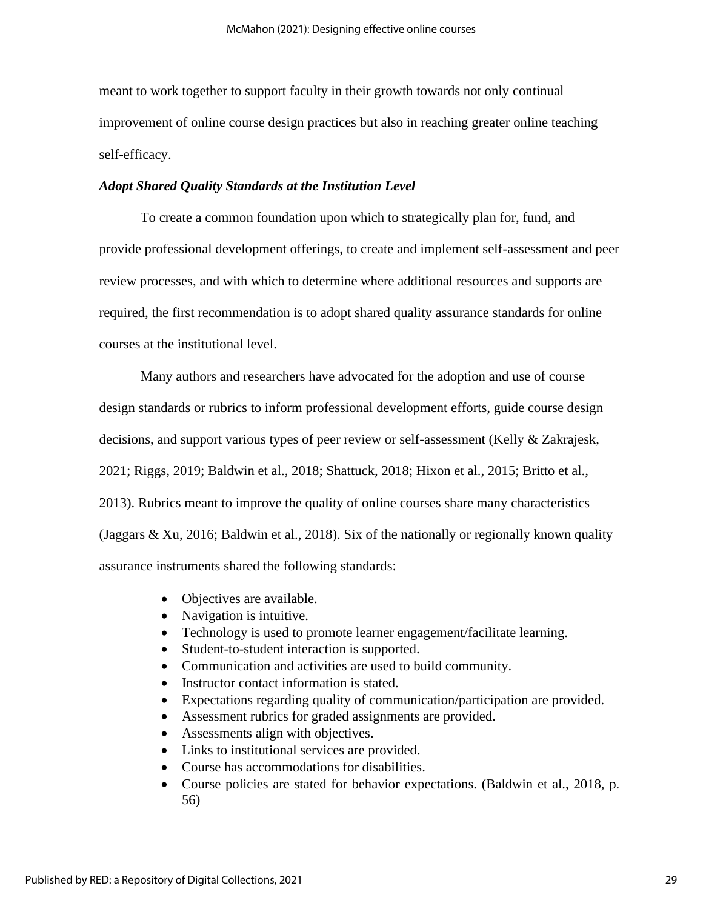meant to work together to support faculty in their growth towards not only continual improvement of online course design practices but also in reaching greater online teaching self-efficacy.

### *Adopt Shared Quality Standards at the Institution Level*

To create a common foundation upon which to strategically plan for, fund, and provide professional development offerings, to create and implement self-assessment and peer review processes, and with which to determine where additional resources and supports are required, the first recommendation is to adopt shared quality assurance standards for online courses at the institutional level.

Many authors and researchers have advocated for the adoption and use of course design standards or rubrics to inform professional development efforts, guide course design decisions, and support various types of peer review or self-assessment (Kelly & Zakrajesk, 2021; Riggs, 2019; Baldwin et al., 2018; Shattuck, 2018; Hixon et al., 2015; Britto et al., 2013). Rubrics meant to improve the quality of online courses share many characteristics (Jaggars & Xu, 2016; Baldwin et al., 2018). Six of the nationally or regionally known quality assurance instruments shared the following standards:

- Objectives are available.
- Navigation is intuitive.
- Technology is used to promote learner engagement/facilitate learning.
- Student-to-student interaction is supported.
- Communication and activities are used to build community.
- Instructor contact information is stated.
- Expectations regarding quality of communication/participation are provided.
- Assessment rubrics for graded assignments are provided.
- Assessments align with objectives.
- Links to institutional services are provided.
- Course has accommodations for disabilities.
- Course policies are stated for behavior expectations. (Baldwin et al., 2018, p. 56)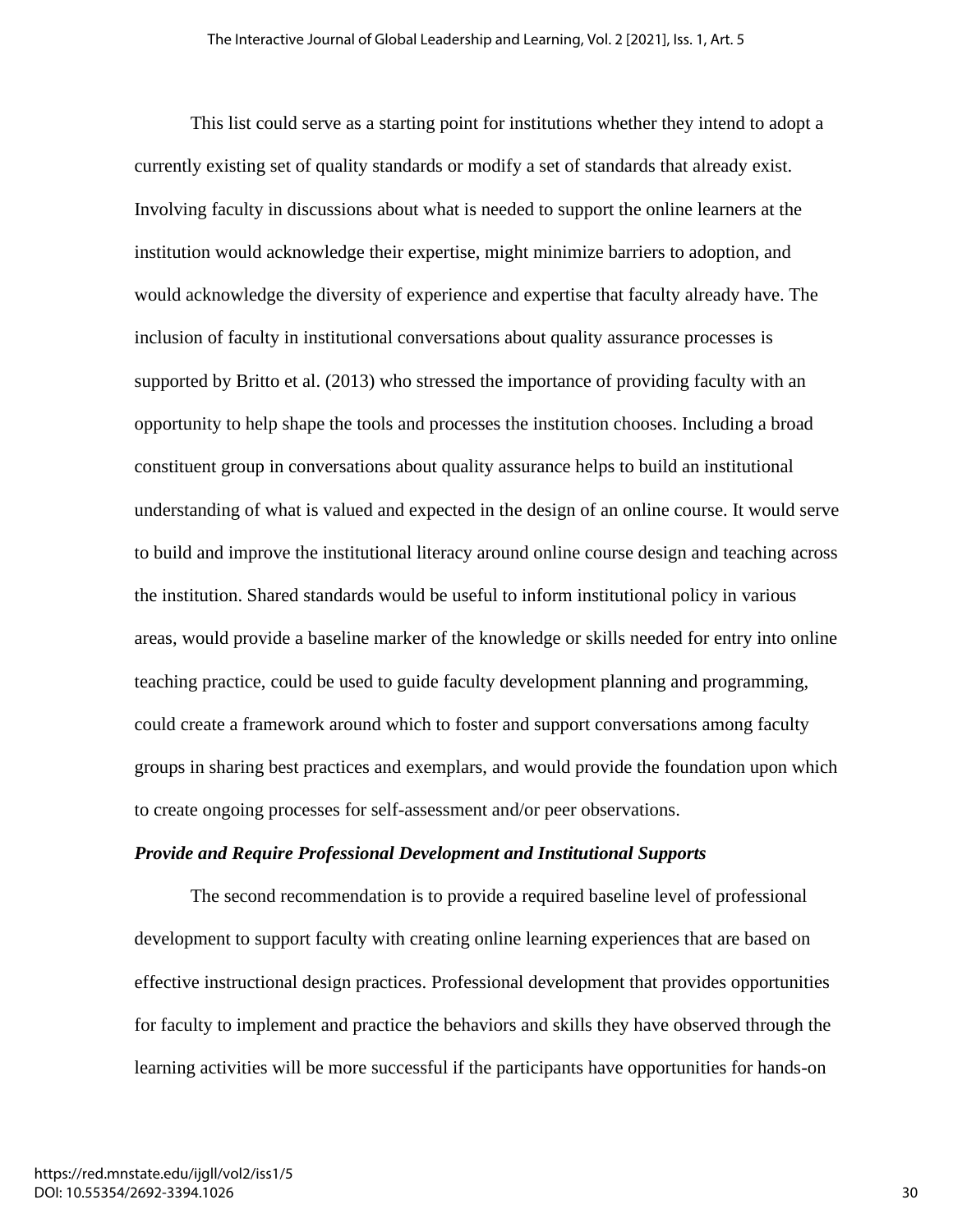This list could serve as a starting point for institutions whether they intend to adopt a currently existing set of quality standards or modify a set of standards that already exist. Involving faculty in discussions about what is needed to support the online learners at the institution would acknowledge their expertise, might minimize barriers to adoption, and would acknowledge the diversity of experience and expertise that faculty already have. The inclusion of faculty in institutional conversations about quality assurance processes is supported by Britto et al. (2013) who stressed the importance of providing faculty with an opportunity to help shape the tools and processes the institution chooses. Including a broad constituent group in conversations about quality assurance helps to build an institutional understanding of what is valued and expected in the design of an online course. It would serve to build and improve the institutional literacy around online course design and teaching across the institution. Shared standards would be useful to inform institutional policy in various areas, would provide a baseline marker of the knowledge or skills needed for entry into online teaching practice, could be used to guide faculty development planning and programming, could create a framework around which to foster and support conversations among faculty groups in sharing best practices and exemplars, and would provide the foundation upon which to create ongoing processes for self-assessment and/or peer observations.

### *Provide and Require Professional Development and Institutional Supports*

The second recommendation is to provide a required baseline level of professional development to support faculty with creating online learning experiences that are based on effective instructional design practices. Professional development that provides opportunities for faculty to implement and practice the behaviors and skills they have observed through the learning activities will be more successful if the participants have opportunities for hands-on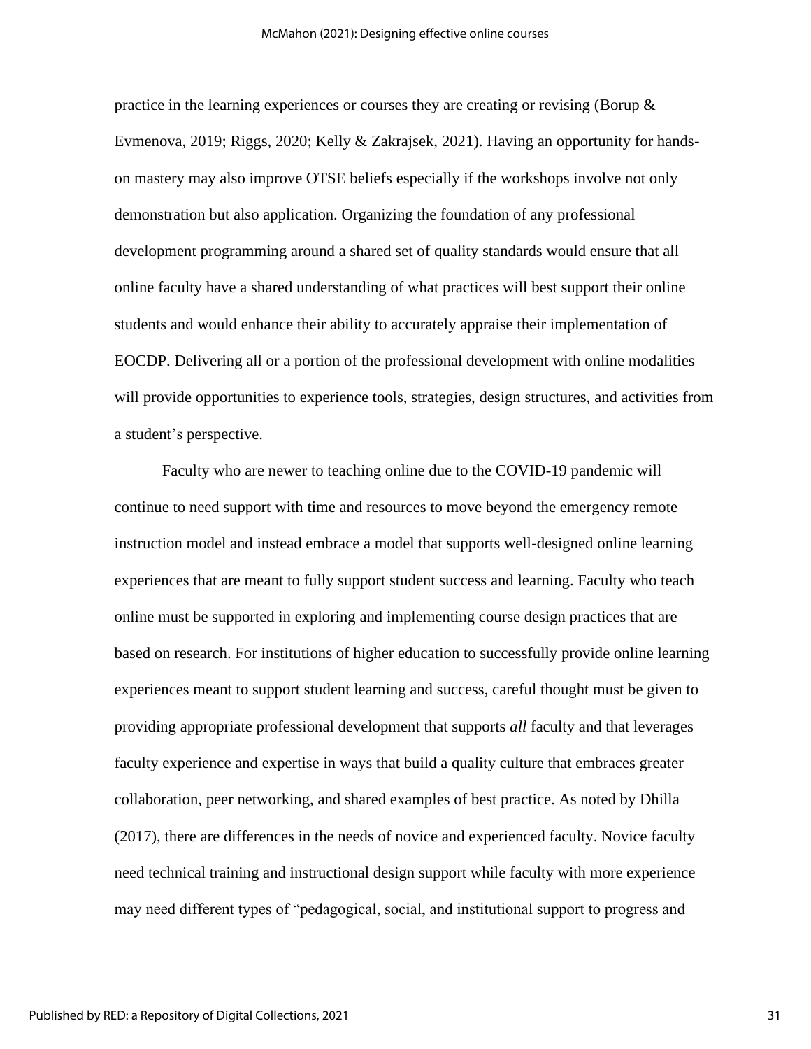practice in the learning experiences or courses they are creating or revising (Borup & Evmenova, 2019; Riggs, 2020; Kelly & Zakrajsek, 2021). Having an opportunity for hands-on mastery may also improve OTSE beliefs especially if the workshops involve not only demonstration but also application. Organizing the foundation of any professional development programming around a shared set of quality standards would ensure that all online faculty have a shared understanding of what practices will best support their online students and would enhance their ability to accurately appraise their implementation of EOCDP. Delivering all or a portion of the professional development with online modalities will provide opportunities to experience tools, strategies, design structures, and activities from a student's perspective.

Faculty who are newer to teaching online due to the COVID-19 pandemic will continue to need support with time and resources to move beyond the emergency remote instruction model and instead embrace a model that supports well-designed online learning experiences that are meant to fully support student success and learning. Faculty who teach online must be supported in exploring and implementing course design practices that are based on research. For institutions of higher education to successfully provide online learning experiences meant to support student learning and success, careful thought must be given to providing appropriate professional development that supports *all* faculty and that leverages faculty experience and expertise in ways that build a quality culture that embraces greater collaboration, peer networking, and shared examples of best practice. As noted by Dhilla (2017), there are differences in the needs of novice and experienced faculty. Novice faculty need technical training and instructional design support while faculty with more experience may need different types of "pedagogical, social, and institutional support to progress and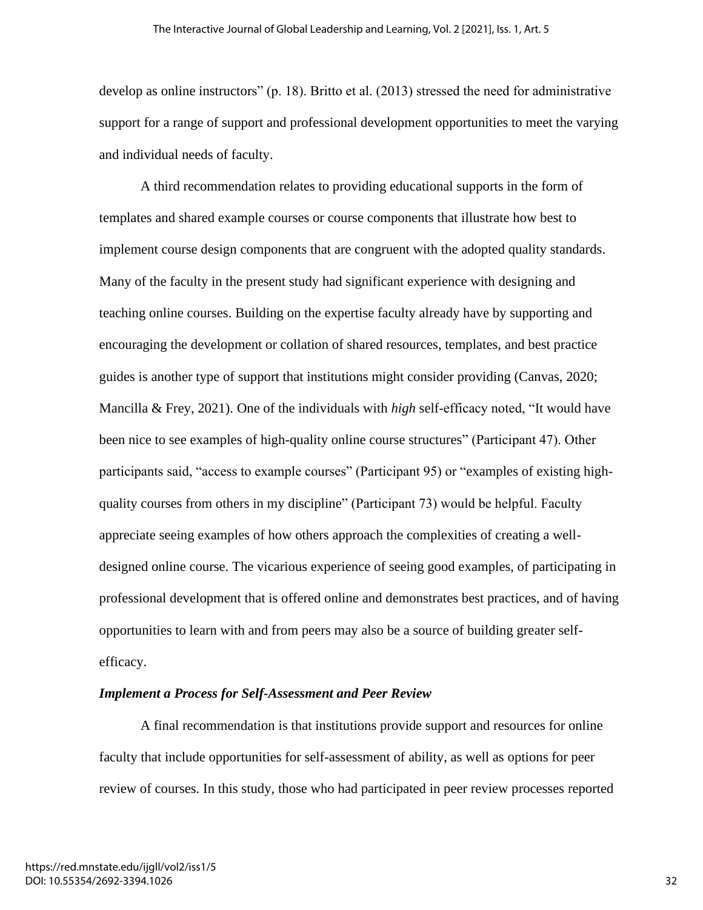develop as online instructors" (p. 18). Britto et al. (2013) stressed the need for administrative support for a range of support and professional development opportunities to meet the varying and individual needs of faculty.

A third recommendation relates to providing educational supports in the form of templates and shared example courses or course components that illustrate how best to implement course design components that are congruent with the adopted quality standards. Many of the faculty in the present study had significant experience with designing and teaching online courses. Building on the expertise faculty already have by supporting and encouraging the development or collation of shared resources, templates, and best practice guides is another type of support that institutions might consider providing (Canvas, 2020; Mancilla & Frey, 2021). One of the individuals with *high* self-efficacy noted, "It would have been nice to see examples of high-quality online course structures" (Participant 47). Other participants said, "access to example courses" (Participant 95) or "examples of existing high-quality courses from others in my discipline" (Participant 73) would be helpful. Faculty appreciate seeing examples of how others approach the complexities of creating a well-designed online course. The vicarious experience of seeing good examples, of participating in professional development that is offered online and demonstrates best practices, and of having opportunities to learn with and from peers may also be a source of building greater self-efficacy.

### *Implement a Process for Self-Assessment and Peer Review*

A final recommendation is that institutions provide support and resources for online faculty that include opportunities for self-assessment of ability, as well as options for peer review of courses. In this study, those who had participated in peer review processes reported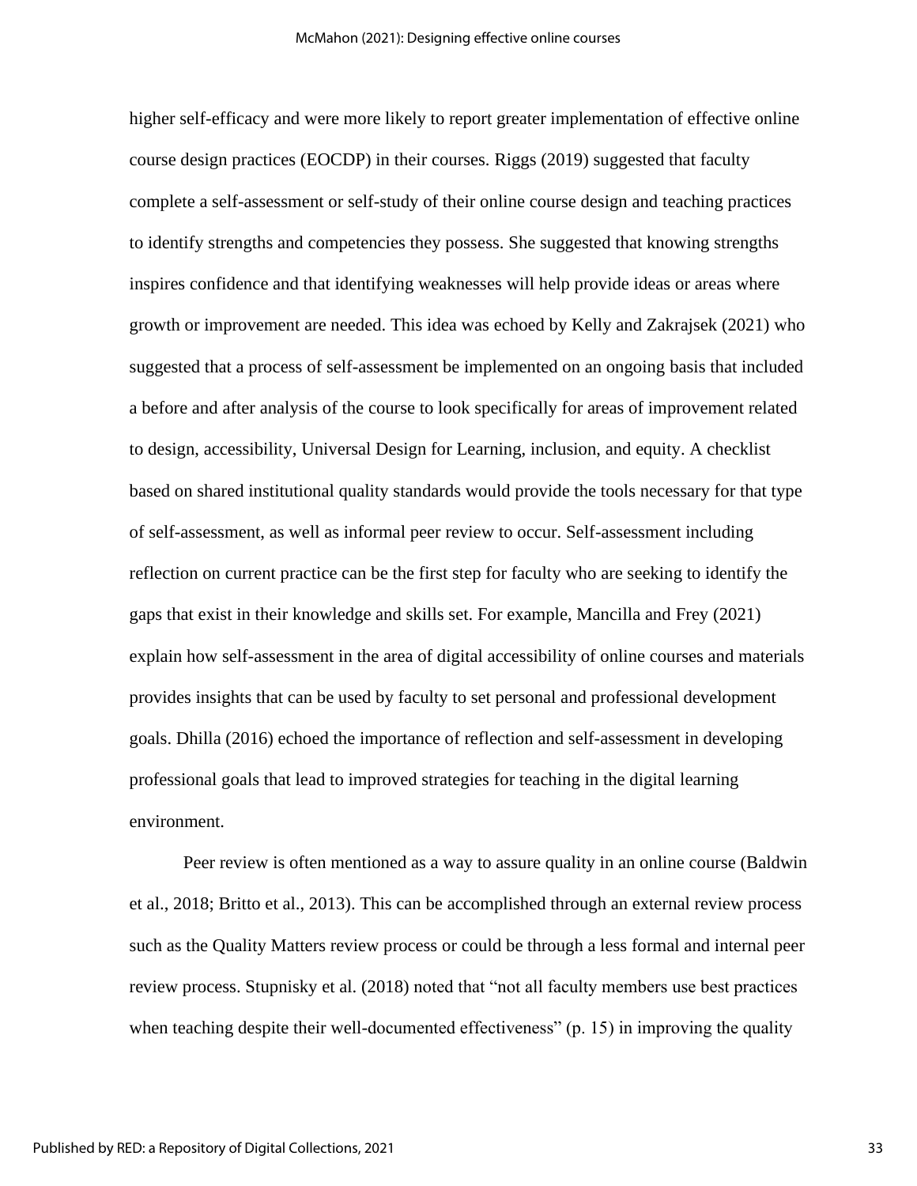higher self-efficacy and were more likely to report greater implementation of effective online course design practices (EOCDP) in their courses. Riggs (2019) suggested that faculty complete a self-assessment or self-study of their online course design and teaching practices to identify strengths and competencies they possess. She suggested that knowing strengths inspires confidence and that identifying weaknesses will help provide ideas or areas where growth or improvement are needed. This idea was echoed by Kelly and Zakrajsek (2021) who suggested that a process of self-assessment be implemented on an ongoing basis that included a before and after analysis of the course to look specifically for areas of improvement related to design, accessibility, Universal Design for Learning, inclusion, and equity. A checklist based on shared institutional quality standards would provide the tools necessary for that type of self-assessment, as well as informal peer review to occur. Self-assessment including reflection on current practice can be the first step for faculty who are seeking to identify the gaps that exist in their knowledge and skills set. For example, Mancilla and Frey (2021) explain how self-assessment in the area of digital accessibility of online courses and materials provides insights that can be used by faculty to set personal and professional development goals. Dhilla (2016) echoed the importance of reflection and self-assessment in developing professional goals that lead to improved strategies for teaching in the digital learning environment.

Peer review is often mentioned as a way to assure quality in an online course (Baldwin et al., 2018; Britto et al., 2013). This can be accomplished through an external review process such as the Quality Matters review process or could be through a less formal and internal peer review process. Stupnisky et al. (2018) noted that "not all faculty members use best practices when teaching despite their well-documented effectiveness" (p. 15) in improving the quality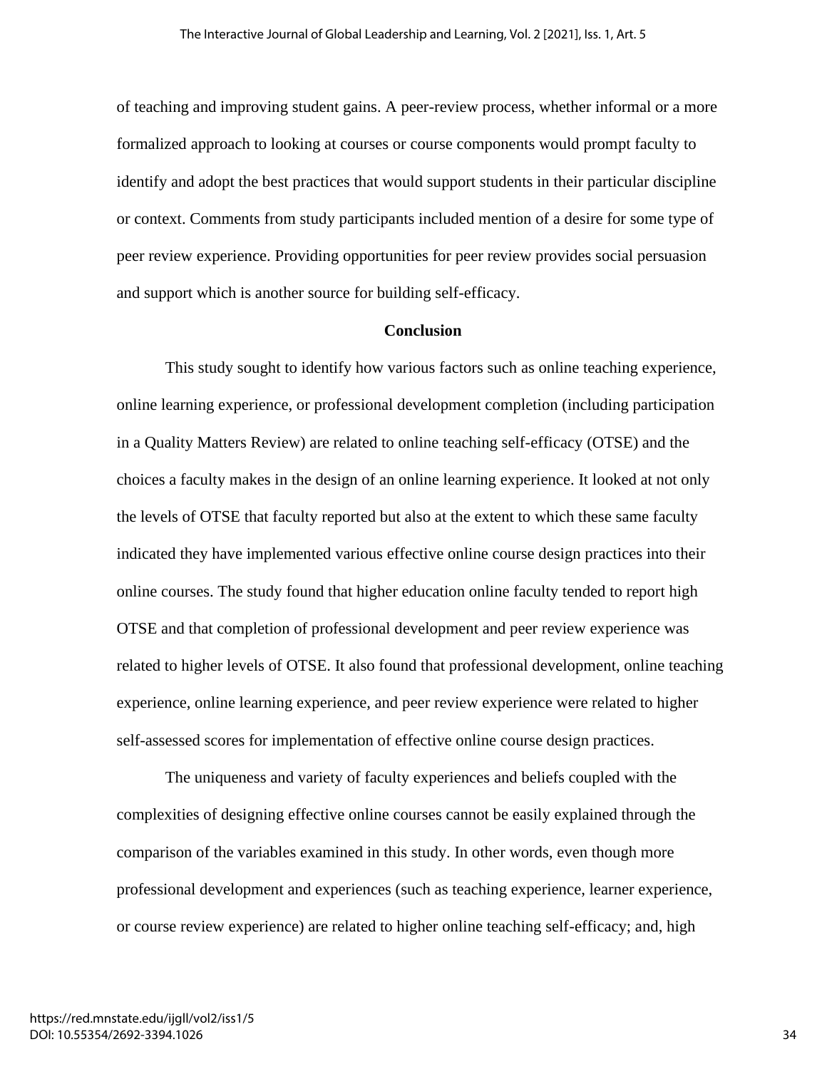of teaching and improving student gains. A peer-review process, whether informal or a more formalized approach to looking at courses or course components would prompt faculty to identify and adopt the best practices that would support students in their particular discipline or context. Comments from study participants included mention of a desire for some type of peer review experience. Providing opportunities for peer review provides social persuasion and support which is another source for building self-efficacy.

## Conclusion

This study sought to identify how various factors such as online teaching experience, online learning experience, or professional development completion (including participation in a Quality Matters Review) are related to online teaching self-efficacy (OTSE) and the choices a faculty makes in the design of an online learning experience. It looked at not only the levels of OTSE that faculty reported but also at the extent to which these same faculty indicated they have implemented various effective online course design practices into their online courses. The study found that higher education online faculty tended to report high OTSE and that completion of professional development and peer review experience was related to higher levels of OTSE. It also found that professional development, online teaching experience, online learning experience, and peer review experience were related to higher self-assessed scores for implementation of effective online course design practices.

The uniqueness and variety of faculty experiences and beliefs coupled with the complexities of designing effective online courses cannot be easily explained through the comparison of the variables examined in this study. In other words, even though more professional development and experiences (such as teaching experience, learner experience, or course review experience) are related to higher online teaching self-efficacy; and, high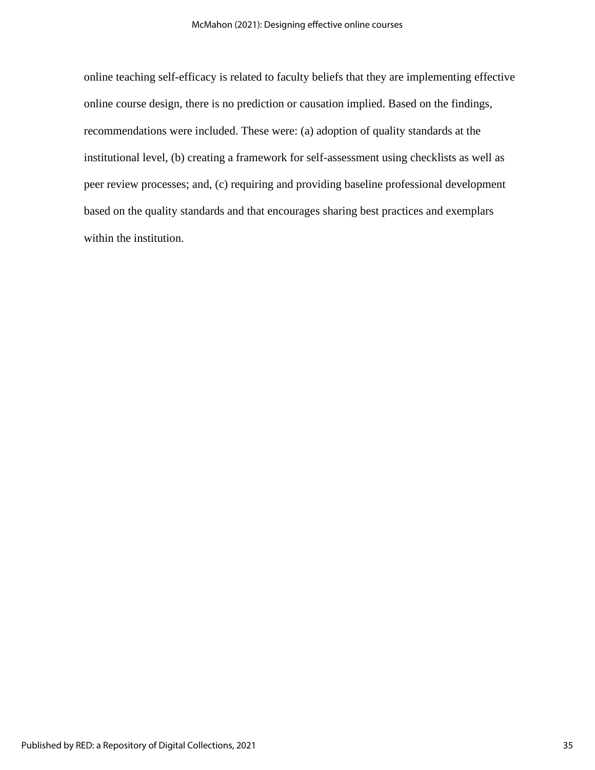online teaching self-efficacy is related to faculty beliefs that they are implementing effective online course design, there is no prediction or causation implied. Based on the findings, recommendations were included. These were: (a) adoption of quality standards at the institutional level, (b) creating a framework for self-assessment using checklists as well as peer review processes; and, (c) requiring and providing baseline professional development based on the quality standards and that encourages sharing best practices and exemplars within the institution.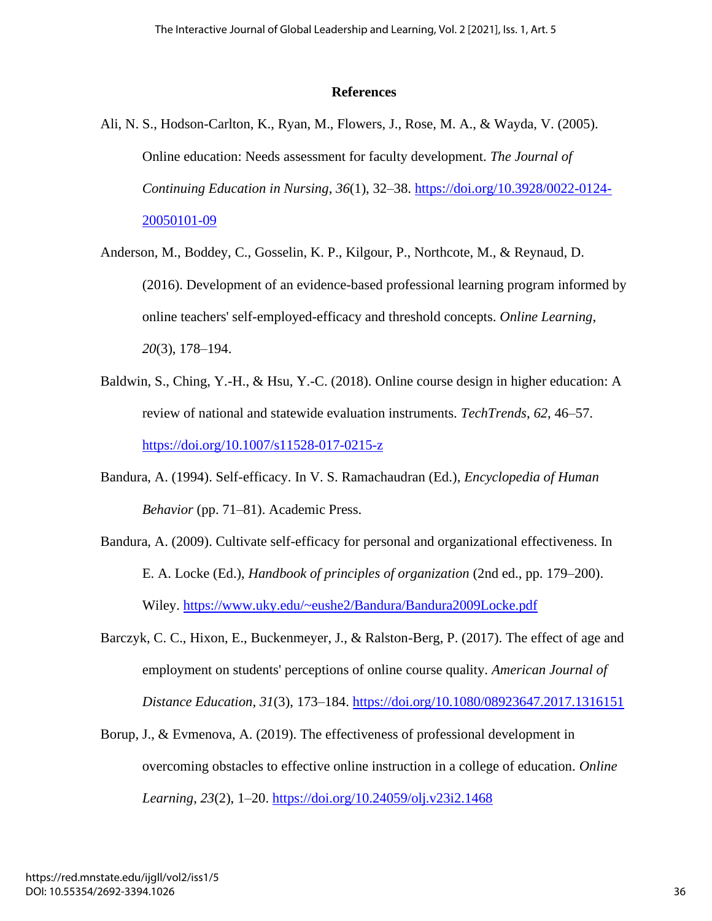## References

Ali, N. S., Hodson-Carlton, K., Ryan, M., Flowers, J., Rose, M. A., & Wayda, V. (2005). Online education: Needs assessment for faculty development. *The Journal of Continuing Education in Nursing*, *36*(1), 32–38. https://doi.org/10.3928/0022-0124-20050101-09

Anderson, M., Boddey, C., Gosselin, K. P., Kilgour, P., Northcote, M., & Reynaud, D. (2016). Development of an evidence-based professional learning program informed by online teachers' self-employed-efficacy and threshold concepts. *Online Learning*, *20*(3), 178–194.

Baldwin, S., Ching, Y.-H., & Hsu, Y.-C. (2018). Online course design in higher education: A review of national and statewide evaluation instruments. *TechTrends*, *62*, 46–57. https://doi.org/10.1007/s11528-017-0215-z

Bandura, A. (1994). Self-efficacy. In V. S. Ramachaudran (Ed.), *Encyclopedia of Human Behavior* (pp. 71–81). Academic Press.

Bandura, A. (2009). Cultivate self-efficacy for personal and organizational effectiveness. In E. A. Locke (Ed.), *Handbook of principles of organization* (2nd ed., pp. 179–200). Wiley. https://www.uky.edu/~eushe2/Bandura/Bandura2009Locke.pdf

Barczyk, C. C., Hixon, E., Buckenmeyer, J., & Ralston-Berg, P. (2017). The effect of age and employment on students' perceptions of online course quality. *American Journal of Distance Education*, *31*(3), 173–184. https://doi.org/10.1080/08923647.2017.1316151

Borup, J., & Evmenova, A. (2019). The effectiveness of professional development in overcoming obstacles to effective online instruction in a college of education. *Online Learning*, *23*(2), 1–20. https://doi.org/10.24059/olj.v23i2.1468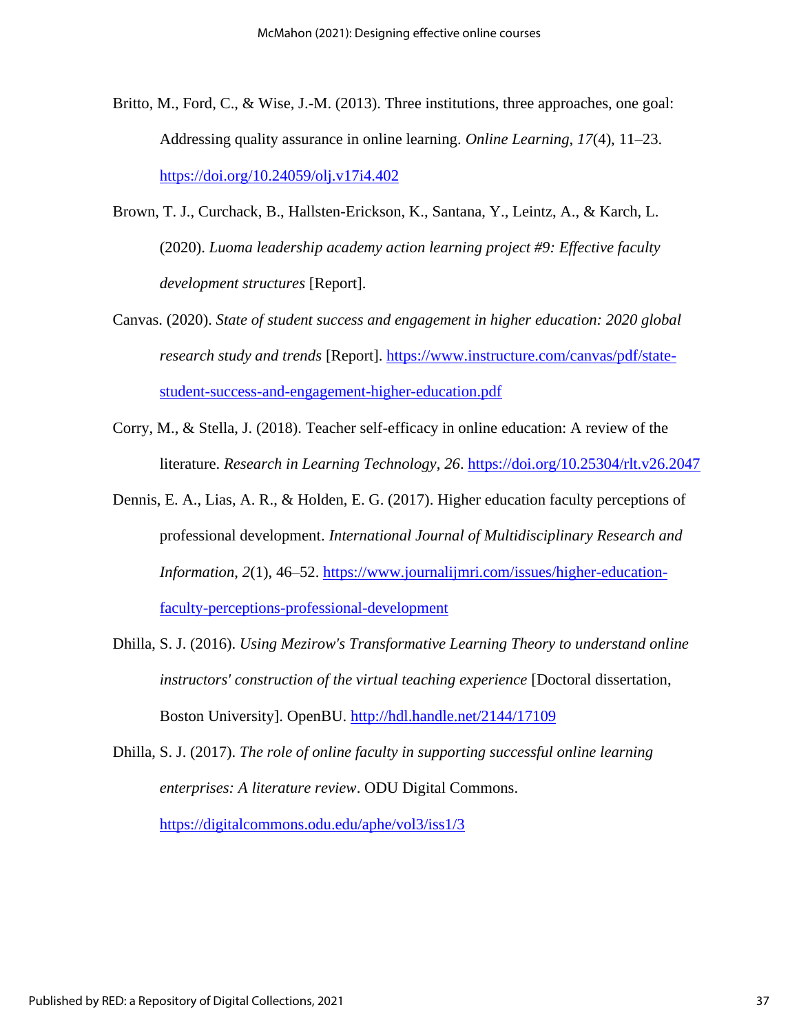Britto, M., Ford, C., & Wise, J.-M. (2013). Three institutions, three approaches, one goal: Addressing quality assurance in online learning. *Online Learning*, *17*(4), 11–23. https://doi.org/10.24059/olj.v17i4.402

Brown, T. J., Curchack, B., Hallsten-Erickson, K., Santana, Y., Leintz, A., & Karch, L. (2020). *Luoma leadership academy action learning project #9: Effective faculty development structures* [Report].

Canvas. (2020). *State of student success and engagement in higher education: 2020 global research study and trends* [Report]. https://www.instructure.com/canvas/pdf/state-student-success-and-engagement-higher-education.pdf

Corry, M., & Stella, J. (2018). Teacher self-efficacy in online education: A review of the literature. *Research in Learning Technology*, *26*. https://doi.org/10.25304/rlt.v26.2047

Dennis, E. A., Lias, A. R., & Holden, E. G. (2017). Higher education faculty perceptions of professional development. *International Journal of Multidisciplinary Research and Information*, *2*(1), 46–52. https://www.journalijmri.com/issues/higher-education-faculty-perceptions-professional-development

Dhilla, S. J. (2016). *Using Mezirow's Transformative Learning Theory to understand online instructors' construction of the virtual teaching experience* [Doctoral dissertation, Boston University]. OpenBU. http://hdl.handle.net/2144/17109

Dhilla, S. J. (2017). *The role of online faculty in supporting successful online learning enterprises: A literature review*. ODU Digital Commons. https://digitalcommons.odu.edu/aphe/vol3/iss1/3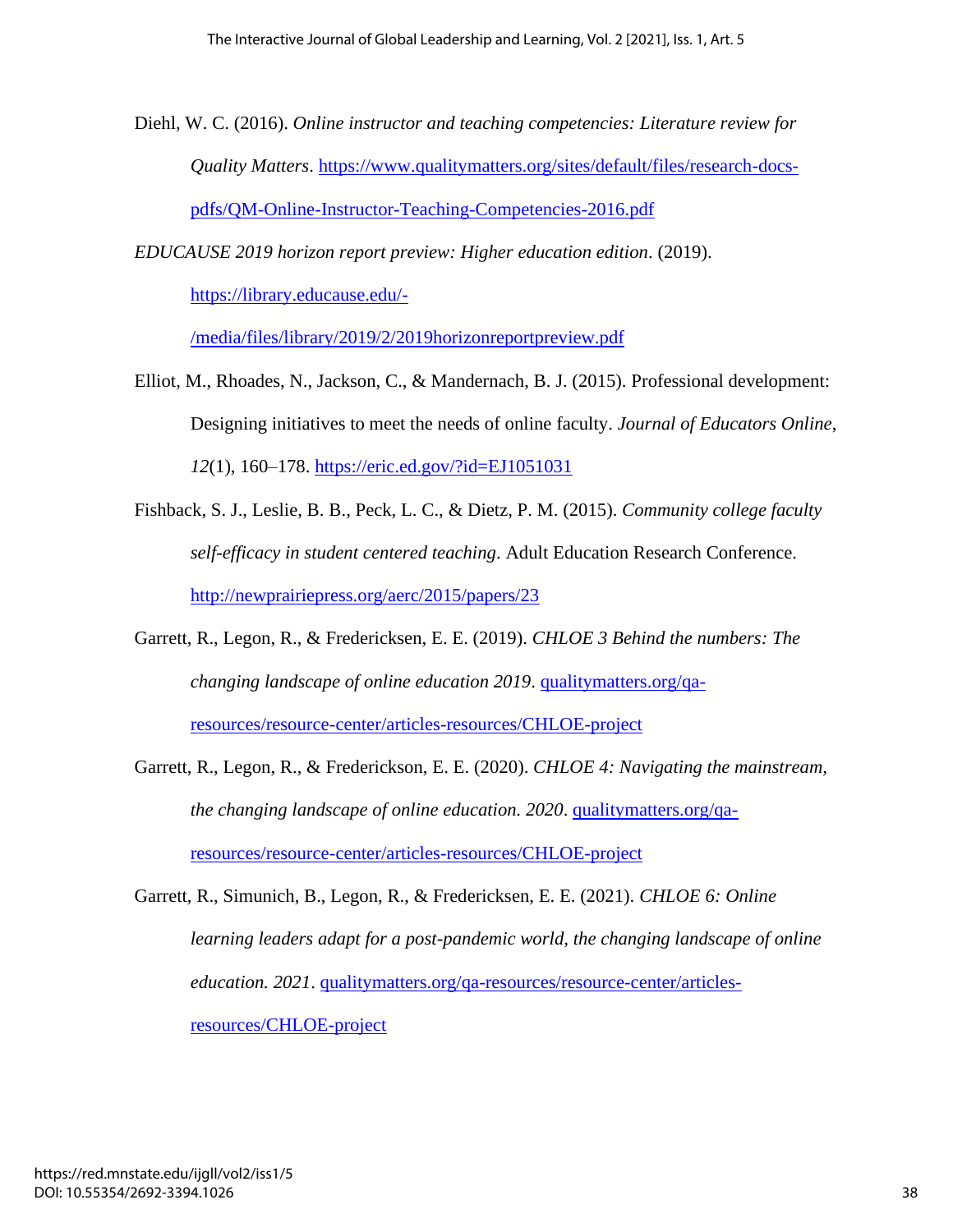Diehl, W. C. (2016). *Online instructor and teaching competencies: Literature review for Quality Matters*. https://www.qualitymatters.org/sites/default/files/research-docs-pdfs/QM-Online-Instructor-Teaching-Competencies-2016.pdf

*EDUCAUSE 2019 horizon report preview: Higher education edition*. (2019). https://library.educause.edu/-/media/files/library/2019/2/2019horizonreportpreview.pdf

Elliot, M., Rhoades, N., Jackson, C., & Mandernach, B. J. (2015). Professional development: Designing initiatives to meet the needs of online faculty. *Journal of Educators Online*, *12*(1), 160–178. https://eric.ed.gov/?id=EJ1051031

Fishback, S. J., Leslie, B. B., Peck, L. C., & Dietz, P. M. (2015). *Community college faculty self-efficacy in student centered teaching*. Adult Education Research Conference. http://newprairiepress.org/aerc/2015/papers/23

Garrett, R., Legon, R., & Fredericksen, E. E. (2019). *CHLOE 3 Behind the numbers: The changing landscape of online education 2019*. qualitymatters.org/qa-resources/resource-center/articles-resources/CHLOE-project

Garrett, R., Legon, R., & Frederickson, E. E. (2020). *CHLOE 4: Navigating the mainstream, the changing landscape of online education. 2020*. qualitymatters.org/qa-resources/resource-center/articles-resources/CHLOE-project

Garrett, R., Simunich, B., Legon, R., & Fredericksen, E. E. (2021). *CHLOE 6: Online learning leaders adapt for a post-pandemic world, the changing landscape of online education. 2021*. qualitymatters.org/qa-resources/resource-center/articles-resources/CHLOE-project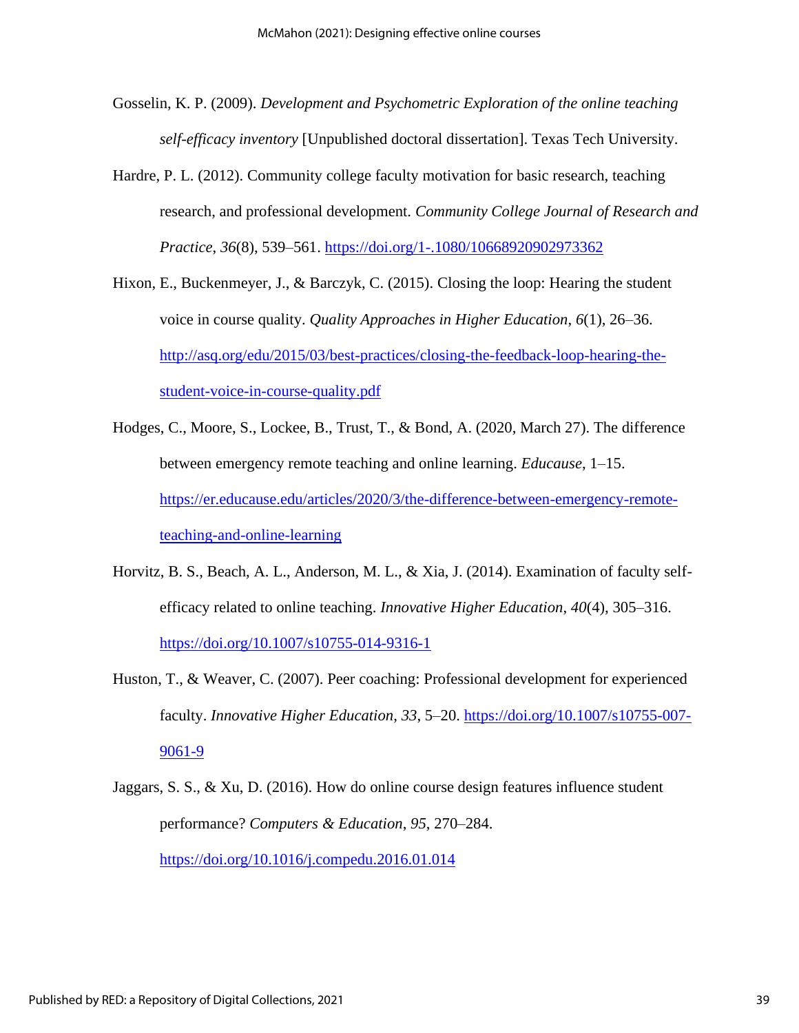Gosselin, K. P. (2009). *Development and Psychometric Exploration of the online teaching self-efficacy inventory* [Unpublished doctoral dissertation]. Texas Tech University.

Hardre, P. L. (2012). Community college faculty motivation for basic research, teaching research, and professional development. *Community College Journal of Research and Practice*, *36*(8), 539–561. https://doi.org/1-.1080/10668920902973362

Hixon, E., Buckenmeyer, J., & Barczyk, C. (2015). Closing the loop: Hearing the student voice in course quality. *Quality Approaches in Higher Education*, *6*(1), 26–36. http://asq.org/edu/2015/03/best-practices/closing-the-feedback-loop-hearing-the-student-voice-in-course-quality.pdf

Hodges, C., Moore, S., Lockee, B., Trust, T., & Bond, A. (2020, March 27). The difference between emergency remote teaching and online learning. *Educause*, 1–15. https://er.educause.edu/articles/2020/3/the-difference-between-emergency-remote-teaching-and-online-learning

Horvitz, B. S., Beach, A. L., Anderson, M. L., & Xia, J. (2014). Examination of faculty self-efficacy related to online teaching. *Innovative Higher Education*, *40*(4), 305–316. https://doi.org/10.1007/s10755-014-9316-1

Huston, T., & Weaver, C. (2007). Peer coaching: Professional development for experienced faculty. *Innovative Higher Education*, *33*, 5–20. https://doi.org/10.1007/s10755-007-9061-9

Jaggars, S. S., & Xu, D. (2016). How do online course design features influence student performance? *Computers & Education*, *95*, 270–284. https://doi.org/10.1016/j.compedu.2016.01.014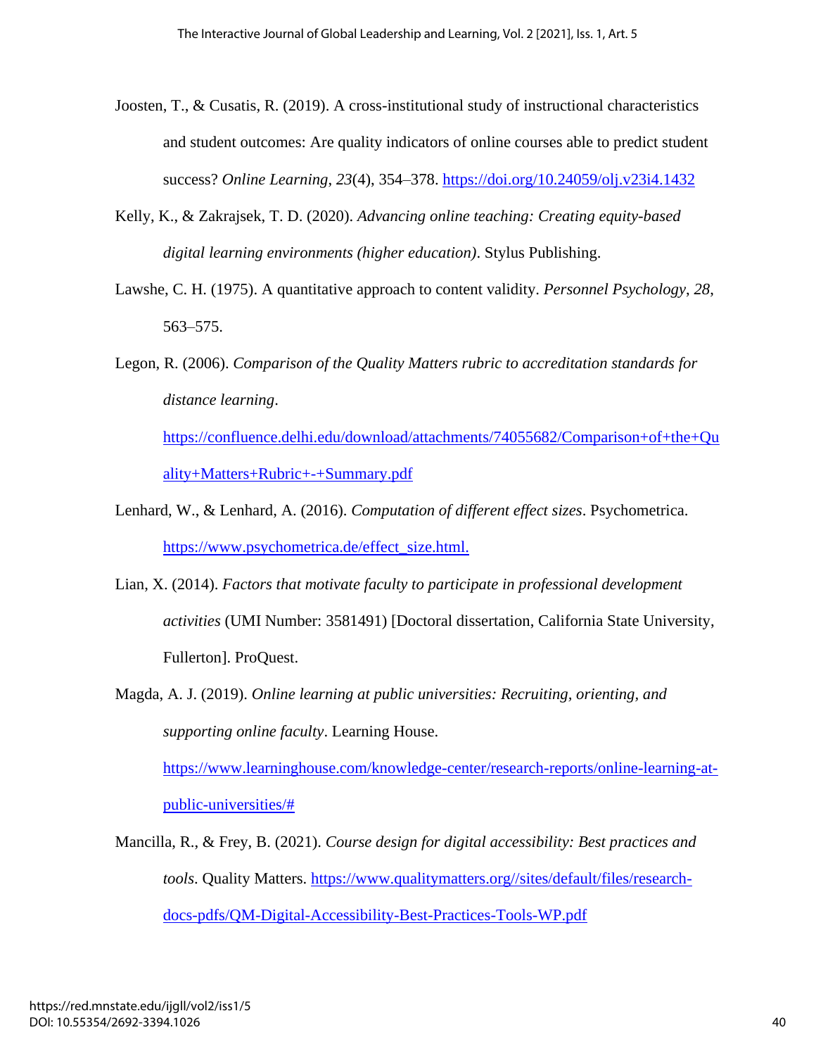Joosten, T., & Cusatis, R. (2019). A cross-institutional study of instructional characteristics and student outcomes: Are quality indicators of online courses able to predict student success? *Online Learning*, *23*(4), 354–378. https://doi.org/10.24059/olj.v23i4.1432

Kelly, K., & Zakrajsek, T. D. (2020). *Advancing online teaching: Creating equity-based digital learning environments (higher education)*. Stylus Publishing.

Lawshe, C. H. (1975). A quantitative approach to content validity. *Personnel Psychology*, *28*, 563–575.

Legon, R. (2006). *Comparison of the Quality Matters rubric to accreditation standards for distance learning*. https://confluence.delhi.edu/download/attachments/74055682/Comparison+of+the+Quality+Matters+Rubric+-+Summary.pdf

Lenhard, W., & Lenhard, A. (2016). *Computation of different effect sizes*. Psychometrica. https://www.psychometrica.de/effect_size.html.

Lian, X. (2014). *Factors that motivate faculty to participate in professional development activities* (UMI Number: 3581491) [Doctoral dissertation, California State University, Fullerton]. ProQuest.

Magda, A. J. (2019). *Online learning at public universities: Recruiting, orienting, and supporting online faculty*. Learning House. https://www.learninghouse.com/knowledge-center/research-reports/online-learning-at-public-universities/#

Mancilla, R., & Frey, B. (2021). *Course design for digital accessibility: Best practices and tools*. Quality Matters. https://www.qualitymatters.org//sites/default/files/research-docs-pdfs/QM-Digital-Accessibility-Best-Practices-Tools-WP.pdf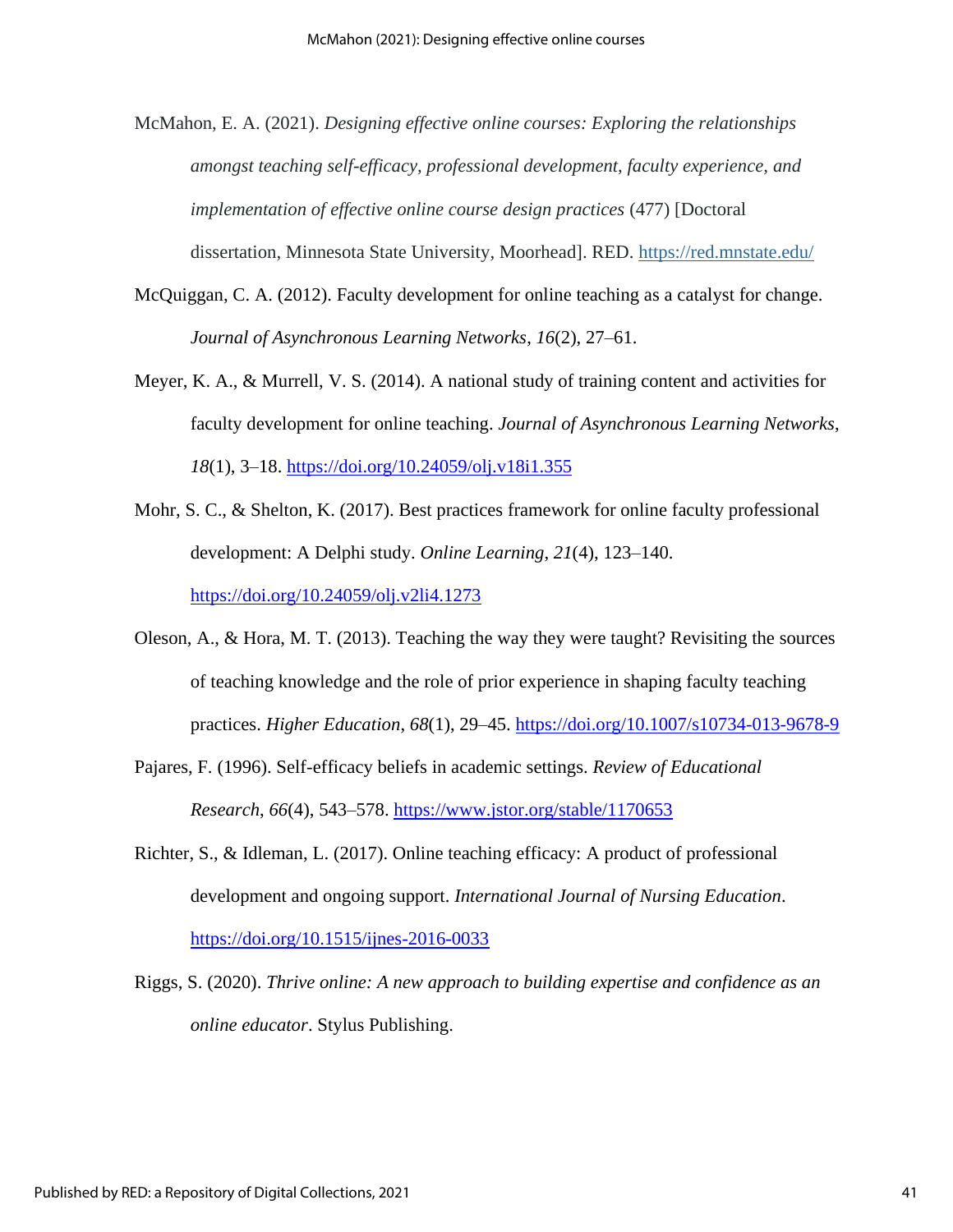McMahon, E. A. (2021). *Designing effective online courses: Exploring the relationships amongst teaching self-efficacy, professional development, faculty experience, and implementation of effective online course design practices* (477) [Doctoral dissertation, Minnesota State University, Moorhead]. RED. https://red.mnstate.edu/

McQuiggan, C. A. (2012). Faculty development for online teaching as a catalyst for change. *Journal of Asynchronous Learning Networks*, *16*(2), 27–61.

Meyer, K. A., & Murrell, V. S. (2014). A national study of training content and activities for faculty development for online teaching. *Journal of Asynchronous Learning Networks*, *18*(1), 3–18. https://doi.org/10.24059/olj.v18i1.355

Mohr, S. C., & Shelton, K. (2017). Best practices framework for online faculty professional development: A Delphi study. *Online Learning*, *21*(4), 123–140. https://doi.org/10.24059/olj.v2li4.1273

Oleson, A., & Hora, M. T. (2013). Teaching the way they were taught? Revisiting the sources of teaching knowledge and the role of prior experience in shaping faculty teaching practices. *Higher Education*, *68*(1), 29–45. https://doi.org/10.1007/s10734-013-9678-9

Pajares, F. (1996). Self-efficacy beliefs in academic settings. *Review of Educational Research*, *66*(4), 543–578. https://www.jstor.org/stable/1170653

Richter, S., & Idleman, L. (2017). Online teaching efficacy: A product of professional development and ongoing support. *International Journal of Nursing Education*. https://doi.org/10.1515/ijnes-2016-0033

Riggs, S. (2020). *Thrive online: A new approach to building expertise and confidence as an online educator*. Stylus Publishing.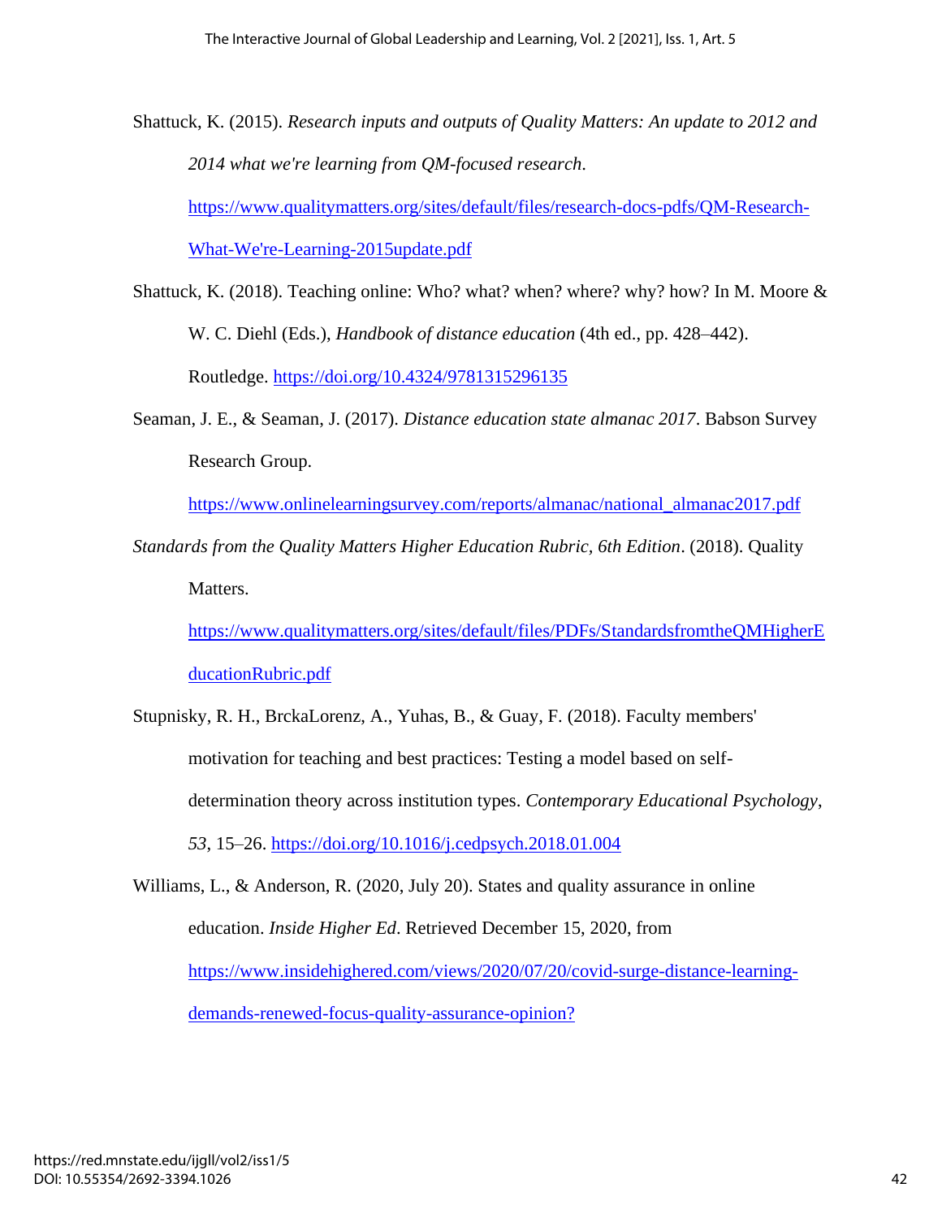Shattuck, K. (2015). *Research inputs and outputs of Quality Matters: An update to 2012 and 2014 what we're learning from QM-focused research*. https://www.qualitymatters.org/sites/default/files/research-docs-pdfs/QM-Research-What-We're-Learning-2015update.pdf

Shattuck, K. (2018). Teaching online: Who? what? when? where? why? how? In M. Moore & W. C. Diehl (Eds.), *Handbook of distance education* (4th ed., pp. 428–442). Routledge. https://doi.org/10.4324/9781315296135

Seaman, J. E., & Seaman, J. (2017). *Distance education state almanac 2017*. Babson Survey Research Group. https://www.onlinelearningsurvey.com/reports/almanac/national_almanac2017.pdf

*Standards from the Quality Matters Higher Education Rubric, 6th Edition*. (2018). Quality Matters. https://www.qualitymatters.org/sites/default/files/PDFs/StandardsfromtheQMHigherEducationRubric.pdf

Stupnisky, R. H., BrckaLorenz, A., Yuhas, B., & Guay, F. (2018). Faculty members' motivation for teaching and best practices: Testing a model based on self-determination theory across institution types. *Contemporary Educational Psychology*, *53*, 15–26. https://doi.org/10.1016/j.cedpsych.2018.01.004

Williams, L., & Anderson, R. (2020, July 20). States and quality assurance in online education. *Inside Higher Ed*. Retrieved December 15, 2020, from https://www.insidehighered.com/views/2020/07/20/covid-surge-distance-learning-demands-renewed-focus-quality-assurance-opinion?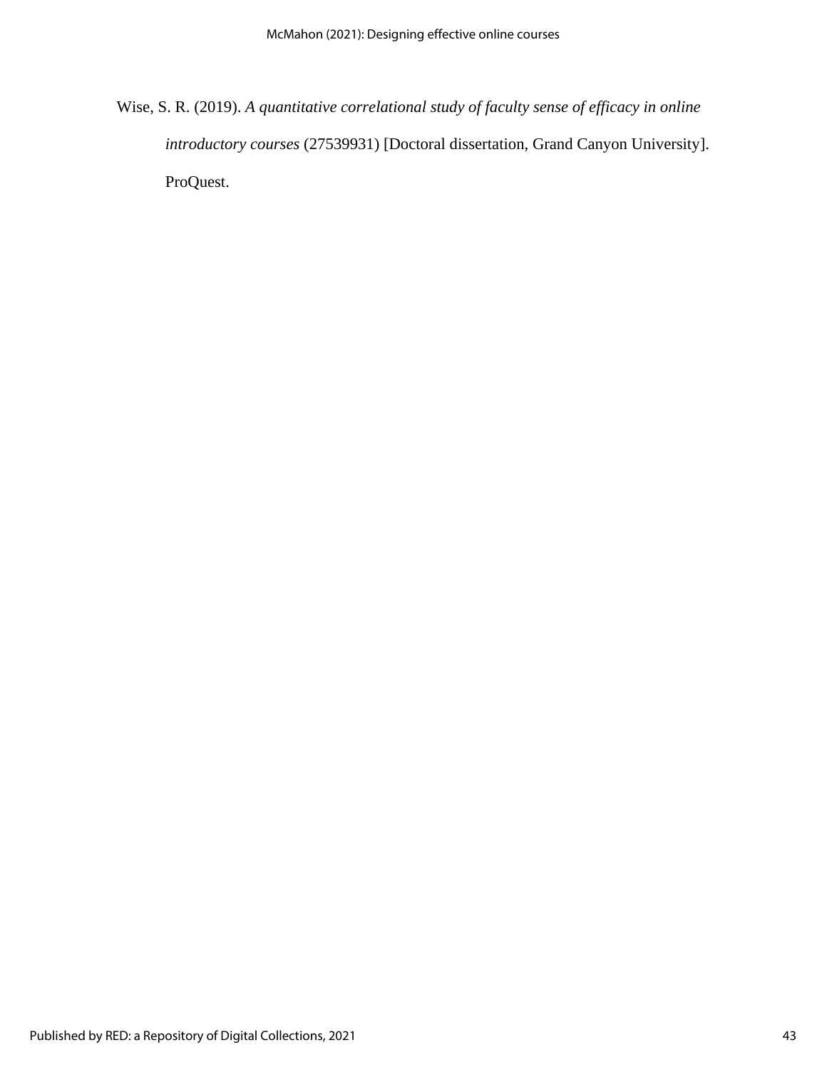Wise, S. R. (2019). *A quantitative correlational study of faculty sense of efficacy in online introductory courses* (27539931) [Doctoral dissertation, Grand Canyon University]. ProQuest.